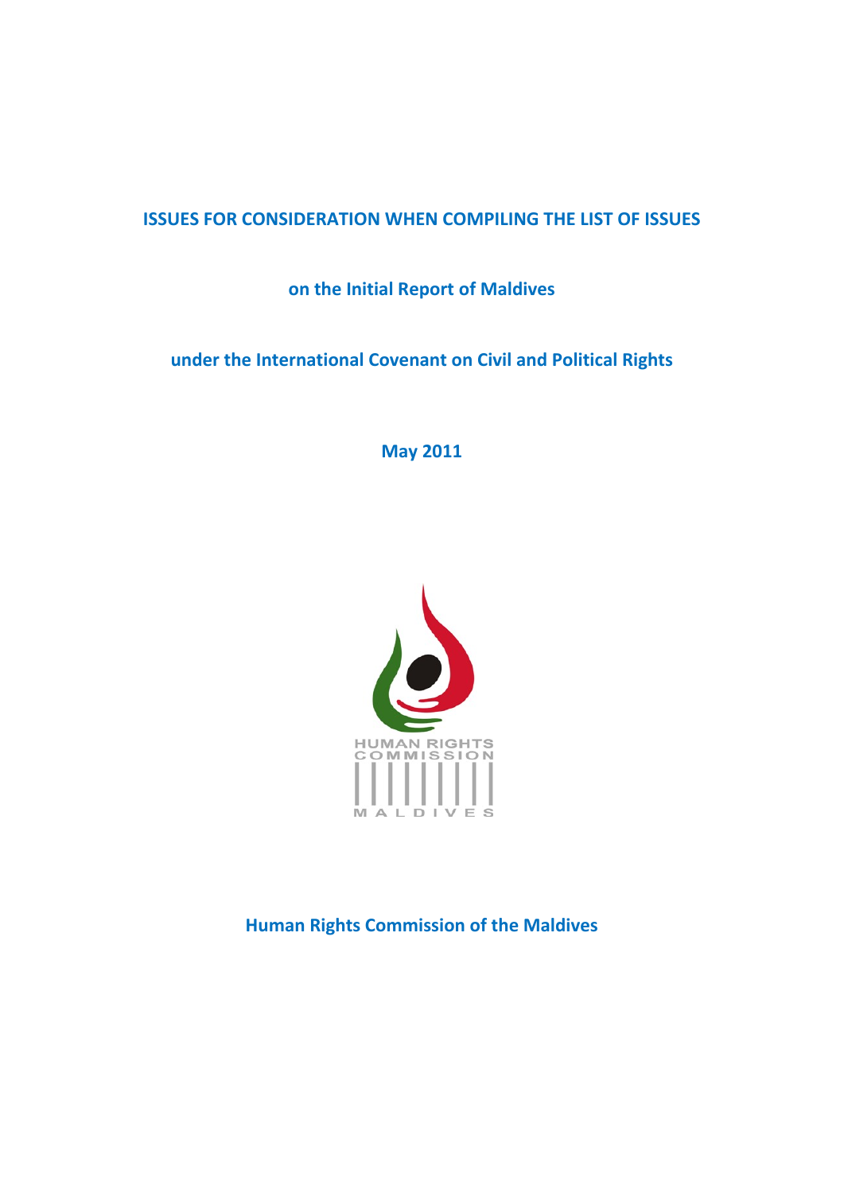# ISSUES FOR CONSIDERATION WHEN COMPILING THE LIST OF ISSUES

## on the Initial Report of Maldives

## under the International Covenant on Civil and Political Rights

**May 2011**

HUMAN RIGHTS COMMISSION

MALDIVES

**Human Rights Commission of the Maldives**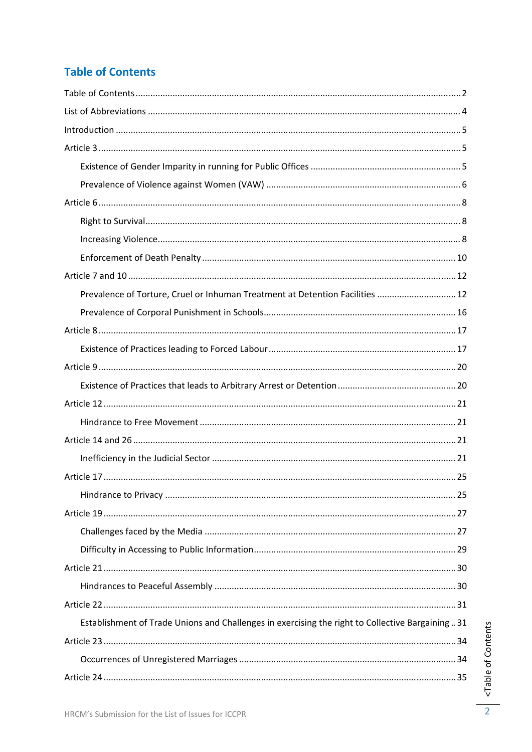## Table of Contents

Table of Contents ... 2

List of Abbreviations ... 4

Introduction ... 5

Article 3 ... 5

- Existence of Gender Imparity in running for Public Offices ... 5
- Prevalence of Violence against Women (VAW) ... 6

Article 6 ... 8

- Right to Survival ... 8
- Increasing Violence ... 8
- Enforcement of Death Penalty ... 10

Article 7 and 10 ... 12

- Prevalence of Torture, Cruel or Inhuman Treatment at Detention Facilities ... 12
- Prevalence of Corporal Punishment in Schools ... 16

Article 8 ... 17

- Existence of Practices leading to Forced Labour ... 17

Article 9 ... 20

- Existence of Practices that leads to Arbitrary Arrest or Detention ... 20

Article 12 ... 21

- Hindrance to Free Movement ... 21

Article 14 and 26 ... 21

- Inefficiency in the Judicial Sector ... 21

Article 17 ... 25

- Hindrance to Privacy ... 25

Article 19 ... 27

- Challenges faced by the Media ... 27
- Difficulty in Accessing to Public Information ... 29

Article 21 ... 30

- Hindrances to Peaceful Assembly ... 30

Article 22 ... 31

- Establishment of Trade Unions and Challenges in exercising the right to Collective Bargaining ... 31

Article 23 ... 34

- Occurrences of Unregistered Marriages ... 34

Article 24 ... 35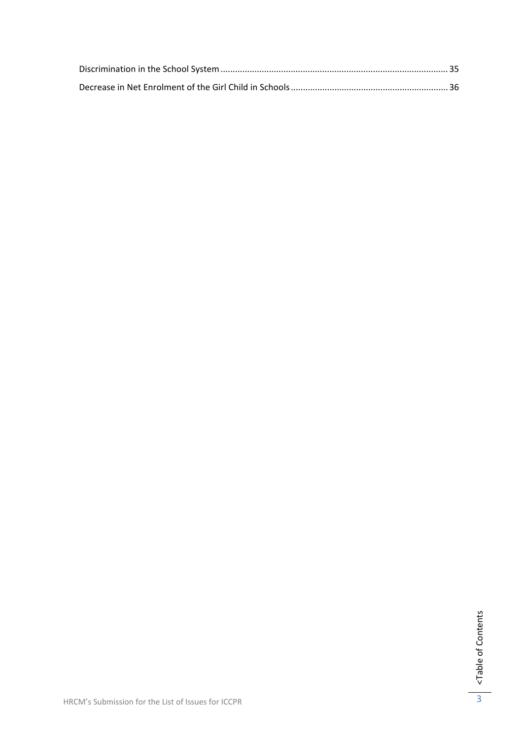Discrimination in the School System ............................................................................................ 35

Decrease in Net Enrolment of the Girl Child in Schools ................................................................ 36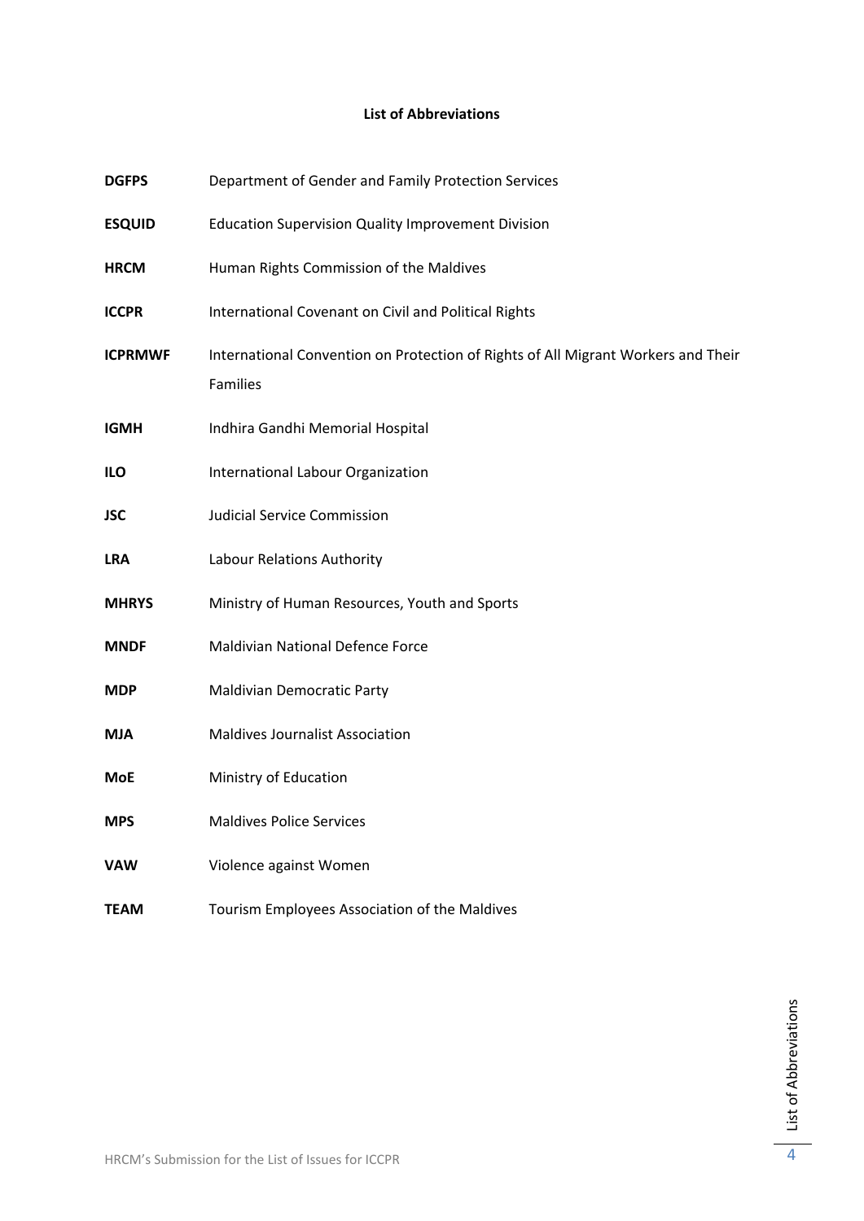**List of Abbreviations**

| | |
|---|---|
| **DGFPS** | Department of Gender and Family Protection Services |
| **ESQUID** | Education Supervision Quality Improvement Division |
| **HRCM** | Human Rights Commission of the Maldives |
| **ICCPR** | International Covenant on Civil and Political Rights |
| **ICPRMWF** | International Convention on Protection of Rights of All Migrant Workers and Their Families |
| **IGMH** | Indhira Gandhi Memorial Hospital |
| **ILO** | International Labour Organization |
| **JSC** | Judicial Service Commission |
| **LRA** | Labour Relations Authority |
| **MHRYS** | Ministry of Human Resources, Youth and Sports |
| **MNDF** | Maldivian National Defence Force |
| **MDP** | Maldivian Democratic Party |
| **MJA** | Maldives Journalist Association |
| **MoE** | Ministry of Education |
| **MPS** | Maldives Police Services |
| **VAW** | Violence against Women |
| **TEAM** | Tourism Employees Association of the Maldives |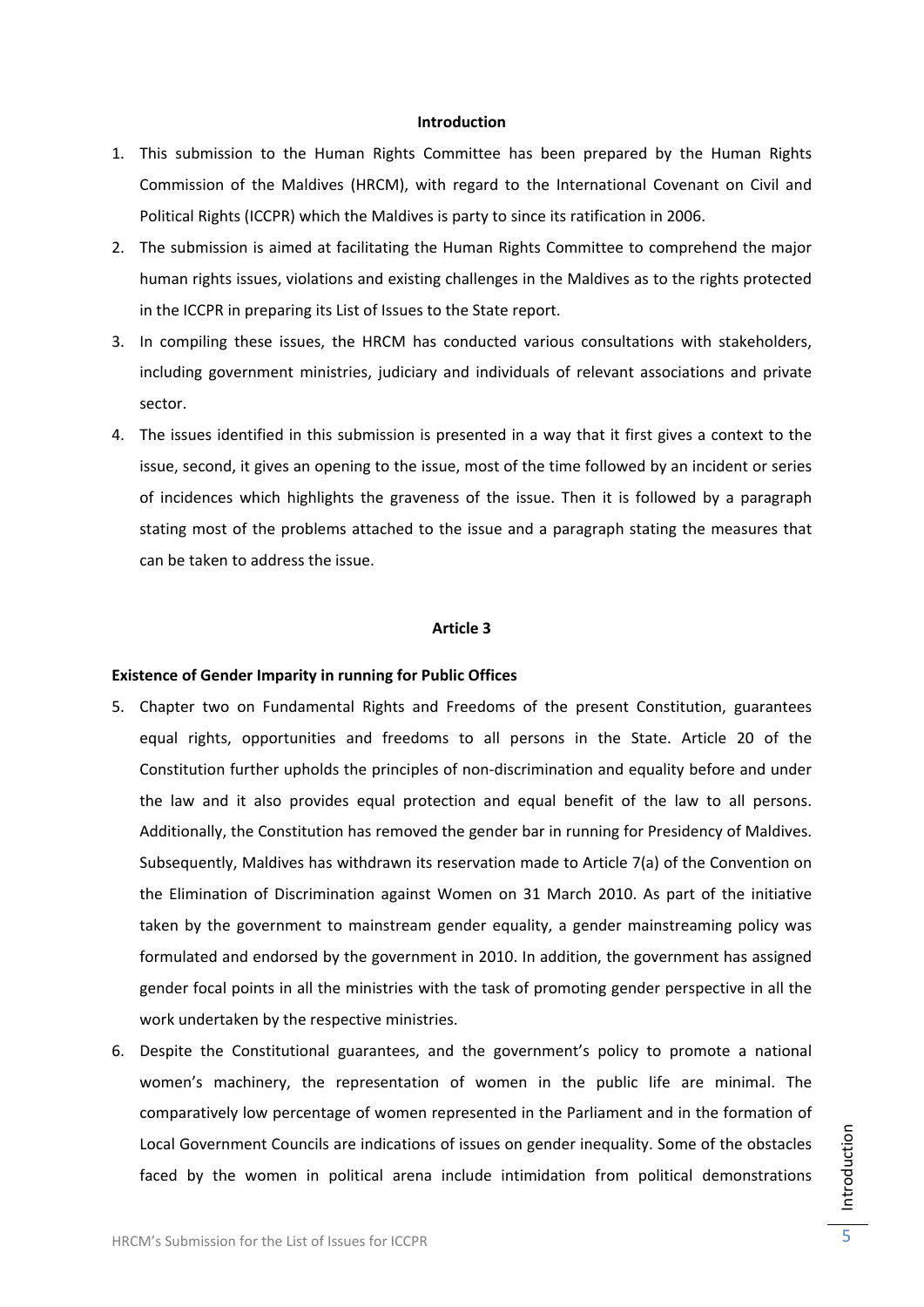## Introduction

1. This submission to the Human Rights Committee has been prepared by the Human Rights Commission of the Maldives (HRCM), with regard to the International Covenant on Civil and Political Rights (ICCPR) which the Maldives is party to since its ratification in 2006.
2. The submission is aimed at facilitating the Human Rights Committee to comprehend the major human rights issues, violations and existing challenges in the Maldives as to the rights protected in the ICCPR in preparing its List of Issues to the State report.
3. In compiling these issues, the HRCM has conducted various consultations with stakeholders, including government ministries, judiciary and individuals of relevant associations and private sector.
4. The issues identified in this submission is presented in a way that it first gives a context to the issue, second, it gives an opening to the issue, most of the time followed by an incident or series of incidences which highlights the graveness of the issue. Then it is followed by a paragraph stating most of the problems attached to the issue and a paragraph stating the measures that can be taken to address the issue.

## Article 3

### Existence of Gender Imparity in running for Public Offices

5. Chapter two on Fundamental Rights and Freedoms of the present Constitution, guarantees equal rights, opportunities and freedoms to all persons in the State. Article 20 of the Constitution further upholds the principles of non-discrimination and equality before and under the law and it also provides equal protection and equal benefit of the law to all persons. Additionally, the Constitution has removed the gender bar in running for Presidency of Maldives. Subsequently, Maldives has withdrawn its reservation made to Article 7(a) of the Convention on the Elimination of Discrimination against Women on 31 March 2010. As part of the initiative taken by the government to mainstream gender equality, a gender mainstreaming policy was formulated and endorsed by the government in 2010. In addition, the government has assigned gender focal points in all the ministries with the task of promoting gender perspective in all the work undertaken by the respective ministries.
6. Despite the Constitutional guarantees, and the government's policy to promote a national women's machinery, the representation of women in the public life are minimal. The comparatively low percentage of women represented in the Parliament and in the formation of Local Government Councils are indications of issues on gender inequality. Some of the obstacles faced by the women in political arena include intimidation from political demonstrations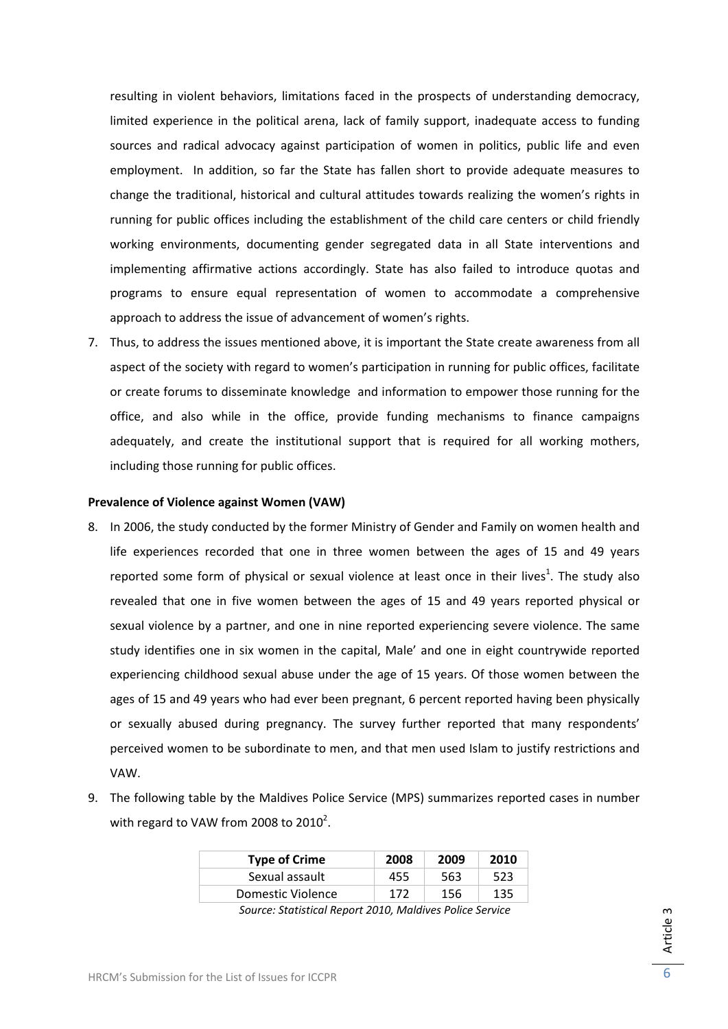resulting in violent behaviors, limitations faced in the prospects of understanding democracy, limited experience in the political arena, lack of family support, inadequate access to funding sources and radical advocacy against participation of women in politics, public life and even employment. In addition, so far the State has fallen short to provide adequate measures to change the traditional, historical and cultural attitudes towards realizing the women's rights in running for public offices including the establishment of the child care centers or child friendly working environments, documenting gender segregated data in all State interventions and implementing affirmative actions accordingly. State has also failed to introduce quotas and programs to ensure equal representation of women to accommodate a comprehensive approach to address the issue of advancement of women's rights.

7. Thus, to address the issues mentioned above, it is important the State create awareness from all aspect of the society with regard to women's participation in running for public offices, facilitate or create forums to disseminate knowledge and information to empower those running for the office, and also while in the office, provide funding mechanisms to finance campaigns adequately, and create the institutional support that is required for all working mothers, including those running for public offices.

**Prevalence of Violence against Women (VAW)**

8. In 2006, the study conducted by the former Ministry of Gender and Family on women health and life experiences recorded that one in three women between the ages of 15 and 49 years reported some form of physical or sexual violence at least once in their lives[1]. The study also revealed that one in five women between the ages of 15 and 49 years reported physical or sexual violence by a partner, and one in nine reported experiencing severe violence. The same study identifies one in six women in the capital, Male' and one in eight countrywide reported experiencing childhood sexual abuse under the age of 15 years. Of those women between the ages of 15 and 49 years who had ever been pregnant, 6 percent reported having been physically or sexually abused during pregnancy. The survey further reported that many respondents' perceived women to be subordinate to men, and that men used Islam to justify restrictions and VAW.

9. The following table by the Maldives Police Service (MPS) summarizes reported cases in number with regard to VAW from 2008 to 2010[2].

| Type of Crime | 2008 | 2009 | 2010 |
|---|---|---|---|
| Sexual assault | 455 | 563 | 523 |
| Domestic Violence | 172 | 156 | 135 |

*Source: Statistical Report 2010, Maldives Police Service*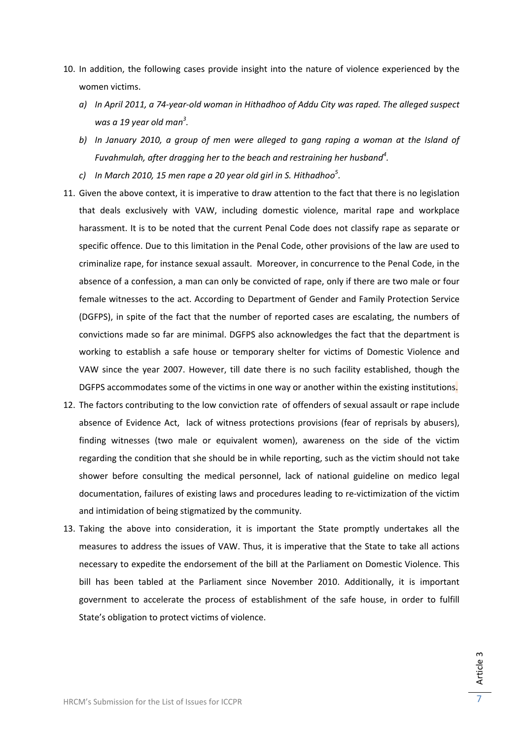10. In addition, the following cases provide insight into the nature of violence experienced by the women victims.

    *a) In April 2011, a 74-year-old woman in Hithadhoo of Addu City was raped. The alleged suspect was a 19 year old man[3].*

    *b) In January 2010, a group of men were alleged to gang raping a woman at the Island of Fuvahmulah, after dragging her to the beach and restraining her husband[4].*

    *c) In March 2010, 15 men rape a 20 year old girl in S. Hithadhoo[5].*

11. Given the above context, it is imperative to draw attention to the fact that there is no legislation that deals exclusively with VAW, including domestic violence, marital rape and workplace harassment. It is to be noted that the current Penal Code does not classify rape as separate or specific offence. Due to this limitation in the Penal Code, other provisions of the law are used to criminalize rape, for instance sexual assault. Moreover, in concurrence to the Penal Code, in the absence of a confession, a man can only be convicted of rape, only if there are two male or four female witnesses to the act. According to Department of Gender and Family Protection Service (DGFPS), in spite of the fact that the number of reported cases are escalating, the numbers of convictions made so far are minimal. DGFPS also acknowledges the fact that the department is working to establish a safe house or temporary shelter for victims of Domestic Violence and VAW since the year 2007. However, till date there is no such facility established, though the DGFPS accommodates some of the victims in one way or another within the existing institutions.

12. The factors contributing to the low conviction rate of offenders of sexual assault or rape include absence of Evidence Act, lack of witness protections provisions (fear of reprisals by abusers), finding witnesses (two male or equivalent women), awareness on the side of the victim regarding the condition that she should be in while reporting, such as the victim should not take shower before consulting the medical personnel, lack of national guideline on medico legal documentation, failures of existing laws and procedures leading to re-victimization of the victim and intimidation of being stigmatized by the community.

13. Taking the above into consideration, it is important the State promptly undertakes all the measures to address the issues of VAW. Thus, it is imperative that the State to take all actions necessary to expedite the endorsement of the bill at the Parliament on Domestic Violence. This bill has been tabled at the Parliament since November 2010. Additionally, it is important government to accelerate the process of establishment of the safe house, in order to fulfill State's obligation to protect victims of violence.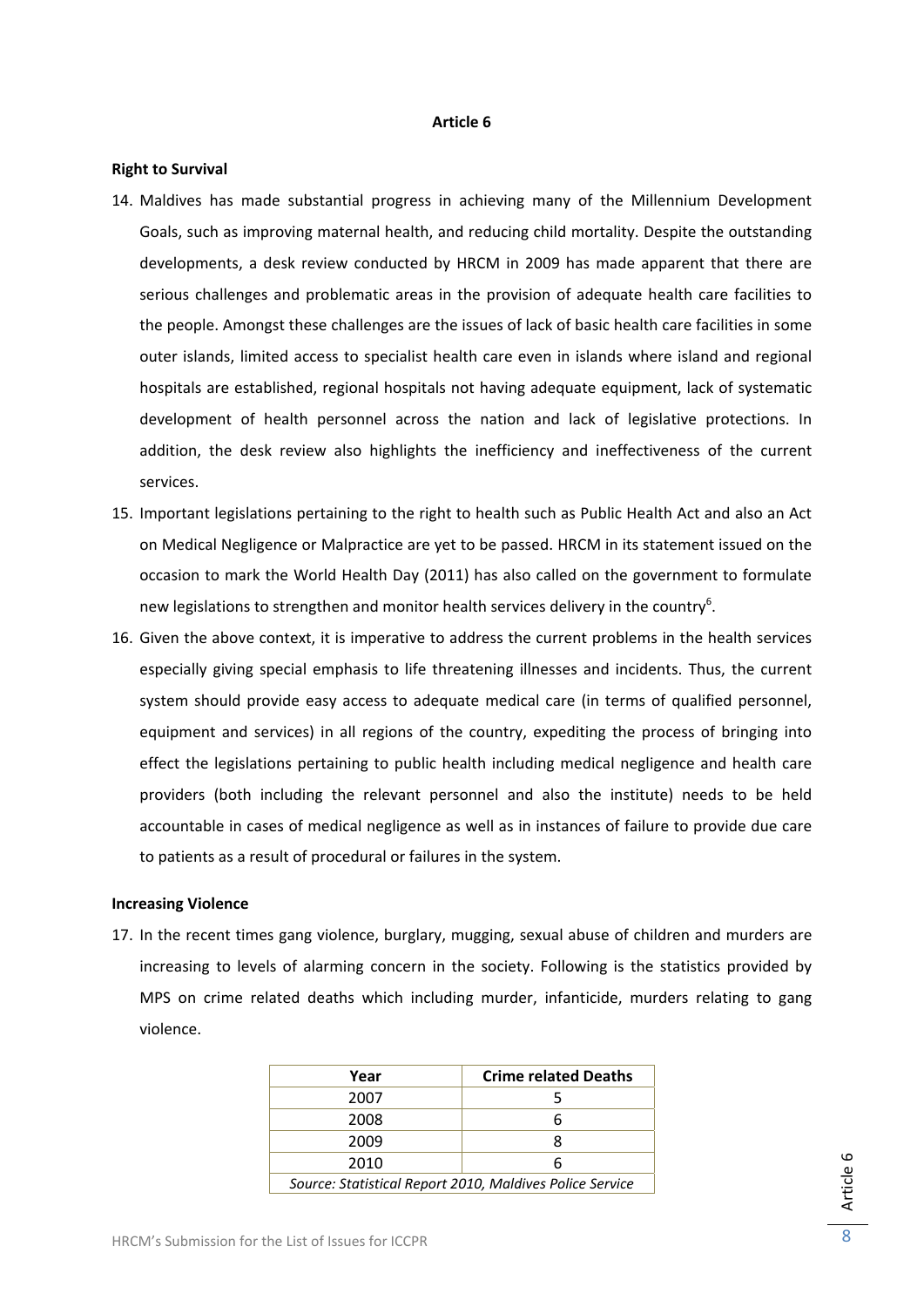## Article 6

### Right to Survival

14. Maldives has made substantial progress in achieving many of the Millennium Development Goals, such as improving maternal health, and reducing child mortality. Despite the outstanding developments, a desk review conducted by HRCM in 2009 has made apparent that there are serious challenges and problematic areas in the provision of adequate health care facilities to the people. Amongst these challenges are the issues of lack of basic health care facilities in some outer islands, limited access to specialist health care even in islands where island and regional hospitals are established, regional hospitals not having adequate equipment, lack of systematic development of health personnel across the nation and lack of legislative protections. In addition, the desk review also highlights the inefficiency and ineffectiveness of the current services.
15. Important legislations pertaining to the right to health such as Public Health Act and also an Act on Medical Negligence or Malpractice are yet to be passed. HRCM in its statement issued on the occasion to mark the World Health Day (2011) has also called on the government to formulate new legislations to strengthen and monitor health services delivery in the country[6].
16. Given the above context, it is imperative to address the current problems in the health services especially giving special emphasis to life threatening illnesses and incidents. Thus, the current system should provide easy access to adequate medical care (in terms of qualified personnel, equipment and services) in all regions of the country, expediting the process of bringing into effect the legislations pertaining to public health including medical negligence and health care providers (both including the relevant personnel and also the institute) needs to be held accountable in cases of medical negligence as well as in instances of failure to provide due care to patients as a result of procedural or failures in the system.

### Increasing Violence

17. In the recent times gang violence, burglary, mugging, sexual abuse of children and murders are increasing to levels of alarming concern in the society. Following is the statistics provided by MPS on crime related deaths which including murder, infanticide, murders relating to gang violence.

| Year | Crime related Deaths |
|---|---|
| 2007 | 5 |
| 2008 | 6 |
| 2009 | 8 |
| 2010 | 6 |

*Source: Statistical Report 2010, Maldives Police Service*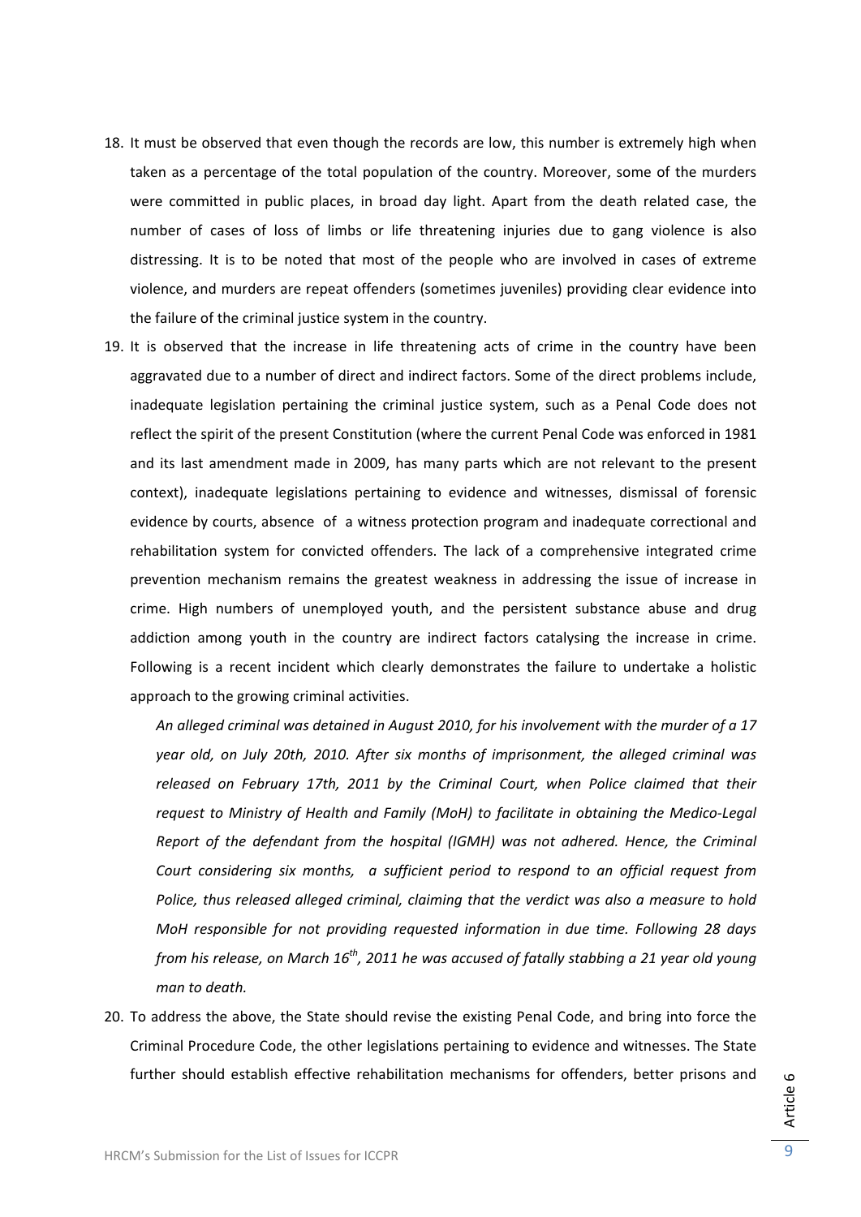18. It must be observed that even though the records are low, this number is extremely high when taken as a percentage of the total population of the country. Moreover, some of the murders were committed in public places, in broad day light. Apart from the death related case, the number of cases of loss of limbs or life threatening injuries due to gang violence is also distressing. It is to be noted that most of the people who are involved in cases of extreme violence, and murders are repeat offenders (sometimes juveniles) providing clear evidence into the failure of the criminal justice system in the country.

19. It is observed that the increase in life threatening acts of crime in the country have been aggravated due to a number of direct and indirect factors. Some of the direct problems include, inadequate legislation pertaining the criminal justice system, such as a Penal Code does not reflect the spirit of the present Constitution (where the current Penal Code was enforced in 1981 and its last amendment made in 2009, has many parts which are not relevant to the present context), inadequate legislations pertaining to evidence and witnesses, dismissal of forensic evidence by courts, absence of a witness protection program and inadequate correctional and rehabilitation system for convicted offenders. The lack of a comprehensive integrated crime prevention mechanism remains the greatest weakness in addressing the issue of increase in crime. High numbers of unemployed youth, and the persistent substance abuse and drug addiction among youth in the country are indirect factors catalysing the increase in crime. Following is a recent incident which clearly demonstrates the failure to undertake a holistic approach to the growing criminal activities.

    *An alleged criminal was detained in August 2010, for his involvement with the murder of a 17 year old, on July 20th, 2010. After six months of imprisonment, the alleged criminal was released on February 17th, 2011 by the Criminal Court, when Police claimed that their request to Ministry of Health and Family (MoH) to facilitate in obtaining the Medico-Legal Report of the defendant from the hospital (IGMH) was not adhered. Hence, the Criminal Court considering six months, a sufficient period to respond to an official request from Police, thus released alleged criminal, claiming that the verdict was also a measure to hold MoH responsible for not providing requested information in due time. Following 28 days from his release, on March 16th, 2011 he was accused of fatally stabbing a 21 year old young man to death.*

20. To address the above, the State should revise the existing Penal Code, and bring into force the Criminal Procedure Code, the other legislations pertaining to evidence and witnesses. The State further should establish effective rehabilitation mechanisms for offenders, better prisons and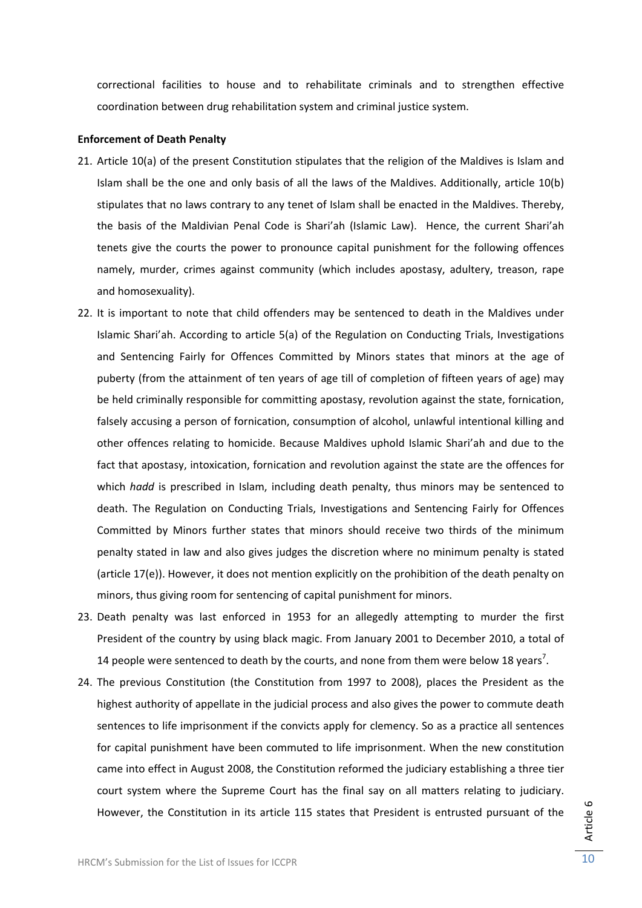correctional facilities to house and to rehabilitate criminals and to strengthen effective coordination between drug rehabilitation system and criminal justice system.

**Enforcement of Death Penalty**

21. Article 10(a) of the present Constitution stipulates that the religion of the Maldives is Islam and Islam shall be the one and only basis of all the laws of the Maldives. Additionally, article 10(b) stipulates that no laws contrary to any tenet of Islam shall be enacted in the Maldives. Thereby, the basis of the Maldivian Penal Code is Shari'ah (Islamic Law). Hence, the current Shari'ah tenets give the courts the power to pronounce capital punishment for the following offences namely, murder, crimes against community (which includes apostasy, adultery, treason, rape and homosexuality).
22. It is important to note that child offenders may be sentenced to death in the Maldives under Islamic Shari'ah. According to article 5(a) of the Regulation on Conducting Trials, Investigations and Sentencing Fairly for Offences Committed by Minors states that minors at the age of puberty (from the attainment of ten years of age till of completion of fifteen years of age) may be held criminally responsible for committing apostasy, revolution against the state, fornication, falsely accusing a person of fornication, consumption of alcohol, unlawful intentional killing and other offences relating to homicide. Because Maldives uphold Islamic Shari'ah and due to the fact that apostasy, intoxication, fornication and revolution against the state are the offences for which *hadd* is prescribed in Islam, including death penalty, thus minors may be sentenced to death. The Regulation on Conducting Trials, Investigations and Sentencing Fairly for Offences Committed by Minors further states that minors should receive two thirds of the minimum penalty stated in law and also gives judges the discretion where no minimum penalty is stated (article 17(e)). However, it does not mention explicitly on the prohibition of the death penalty on minors, thus giving room for sentencing of capital punishment for minors.
23. Death penalty was last enforced in 1953 for an allegedly attempting to murder the first President of the country by using black magic. From January 2001 to December 2010, a total of 14 people were sentenced to death by the courts, and none from them were below 18 years[7].
24. The previous Constitution (the Constitution from 1997 to 2008), places the President as the highest authority of appellate in the judicial process and also gives the power to commute death sentences to life imprisonment if the convicts apply for clemency. So as a practice all sentences for capital punishment have been commuted to life imprisonment. When the new constitution came into effect in August 2008, the Constitution reformed the judiciary establishing a three tier court system where the Supreme Court has the final say on all matters relating to judiciary. However, the Constitution in its article 115 states that President is entrusted pursuant of the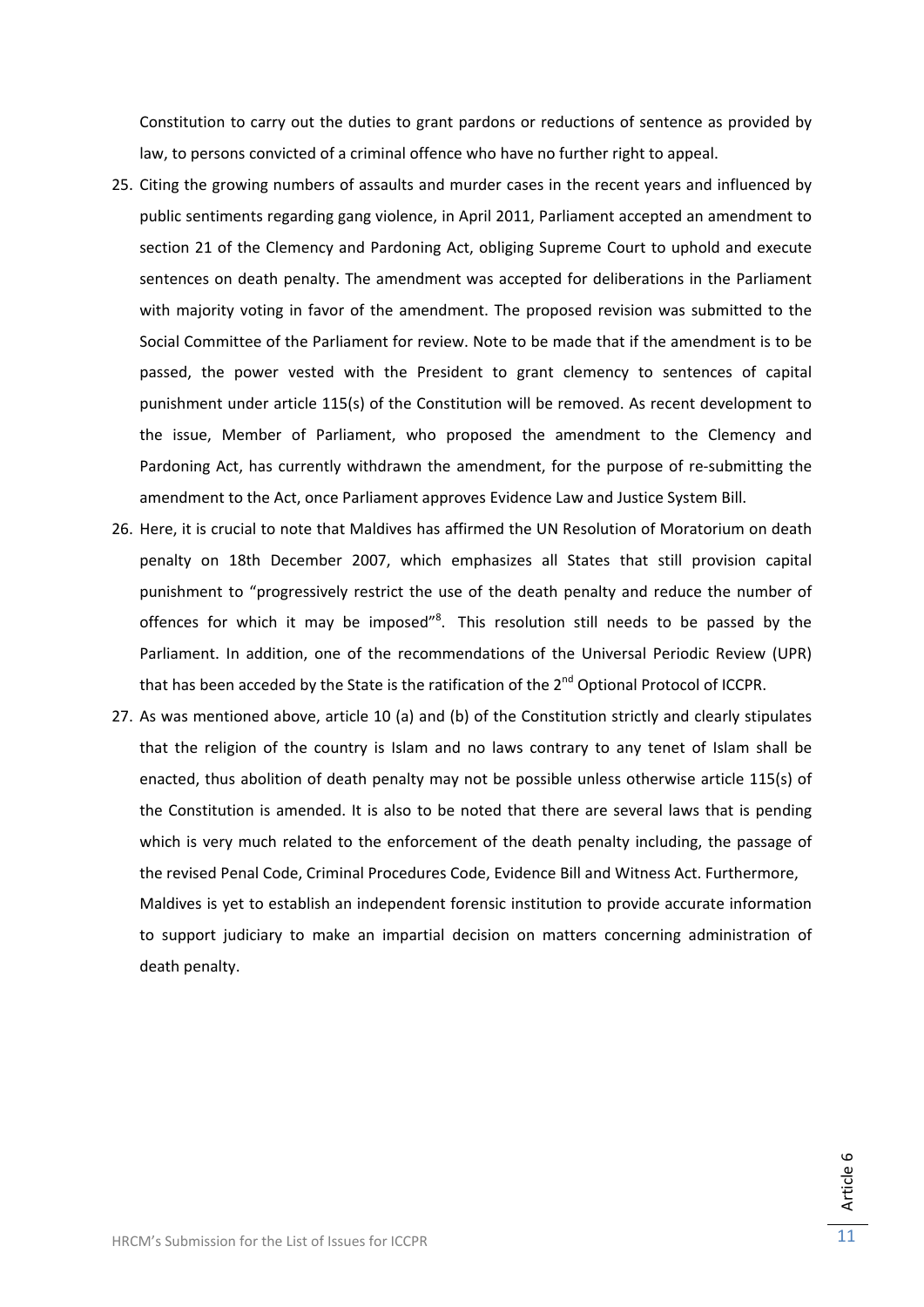Constitution to carry out the duties to grant pardons or reductions of sentence as provided by law, to persons convicted of a criminal offence who have no further right to appeal.

25. Citing the growing numbers of assaults and murder cases in the recent years and influenced by public sentiments regarding gang violence, in April 2011, Parliament accepted an amendment to section 21 of the Clemency and Pardoning Act, obliging Supreme Court to uphold and execute sentences on death penalty. The amendment was accepted for deliberations in the Parliament with majority voting in favor of the amendment. The proposed revision was submitted to the Social Committee of the Parliament for review. Note to be made that if the amendment is to be passed, the power vested with the President to grant clemency to sentences of capital punishment under article 115(s) of the Constitution will be removed. As recent development to the issue, Member of Parliament, who proposed the amendment to the Clemency and Pardoning Act, has currently withdrawn the amendment, for the purpose of re-submitting the amendment to the Act, once Parliament approves Evidence Law and Justice System Bill.

26. Here, it is crucial to note that Maldives has affirmed the UN Resolution of Moratorium on death penalty on 18th December 2007, which emphasizes all States that still provision capital punishment to "progressively restrict the use of the death penalty and reduce the number of offences for which it may be imposed"[8]. This resolution still needs to be passed by the Parliament. In addition, one of the recommendations of the Universal Periodic Review (UPR) that has been acceded by the State is the ratification of the 2nd Optional Protocol of ICCPR.

27. As was mentioned above, article 10 (a) and (b) of the Constitution strictly and clearly stipulates that the religion of the country is Islam and no laws contrary to any tenet of Islam shall be enacted, thus abolition of death penalty may not be possible unless otherwise article 115(s) of the Constitution is amended. It is also to be noted that there are several laws that is pending which is very much related to the enforcement of the death penalty including, the passage of the revised Penal Code, Criminal Procedures Code, Evidence Bill and Witness Act. Furthermore, Maldives is yet to establish an independent forensic institution to provide accurate information to support judiciary to make an impartial decision on matters concerning administration of death penalty.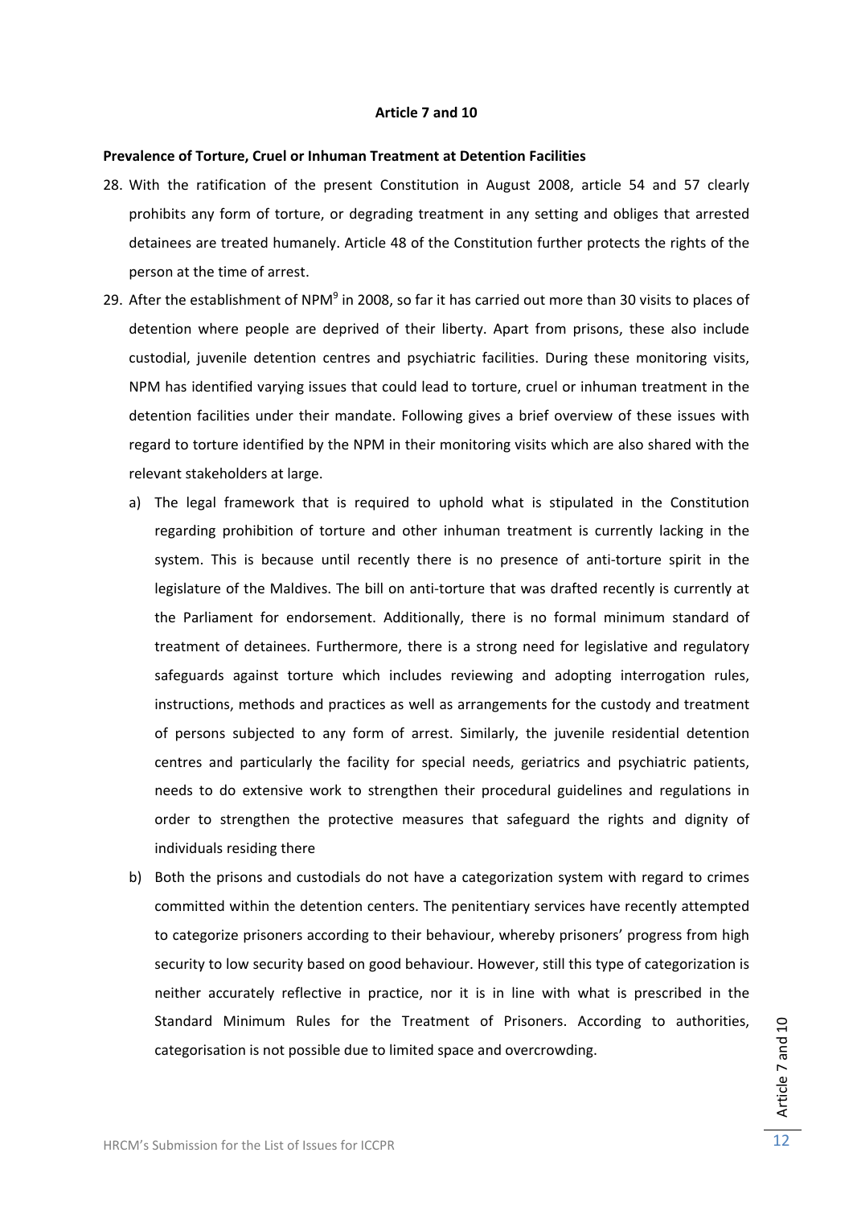**Article 7 and 10**

**Prevalence of Torture, Cruel or Inhuman Treatment at Detention Facilities**

28. With the ratification of the present Constitution in August 2008, article 54 and 57 clearly prohibits any form of torture, or degrading treatment in any setting and obliges that arrested detainees are treated humanely. Article 48 of the Constitution further protects the rights of the person at the time of arrest.

29. After the establishment of NPM[9] in 2008, so far it has carried out more than 30 visits to places of detention where people are deprived of their liberty. Apart from prisons, these also include custodial, juvenile detention centres and psychiatric facilities. During these monitoring visits, NPM has identified varying issues that could lead to torture, cruel or inhuman treatment in the detention facilities under their mandate. Following gives a brief overview of these issues with regard to torture identified by the NPM in their monitoring visits which are also shared with the relevant stakeholders at large.

    a) The legal framework that is required to uphold what is stipulated in the Constitution regarding prohibition of torture and other inhuman treatment is currently lacking in the system. This is because until recently there is no presence of anti-torture spirit in the legislature of the Maldives. The bill on anti-torture that was drafted recently is currently at the Parliament for endorsement. Additionally, there is no formal minimum standard of treatment of detainees. Furthermore, there is a strong need for legislative and regulatory safeguards against torture which includes reviewing and adopting interrogation rules, instructions, methods and practices as well as arrangements for the custody and treatment of persons subjected to any form of arrest. Similarly, the juvenile residential detention centres and particularly the facility for special needs, geriatrics and psychiatric patients, needs to do extensive work to strengthen their procedural guidelines and regulations in order to strengthen the protective measures that safeguard the rights and dignity of individuals residing there

    b) Both the prisons and custodials do not have a categorization system with regard to crimes committed within the detention centers. The penitentiary services have recently attempted to categorize prisoners according to their behaviour, whereby prisoners' progress from high security to low security based on good behaviour. However, still this type of categorization is neither accurately reflective in practice, nor it is in line with what is prescribed in the Standard Minimum Rules for the Treatment of Prisoners. According to authorities, categorisation is not possible due to limited space and overcrowding.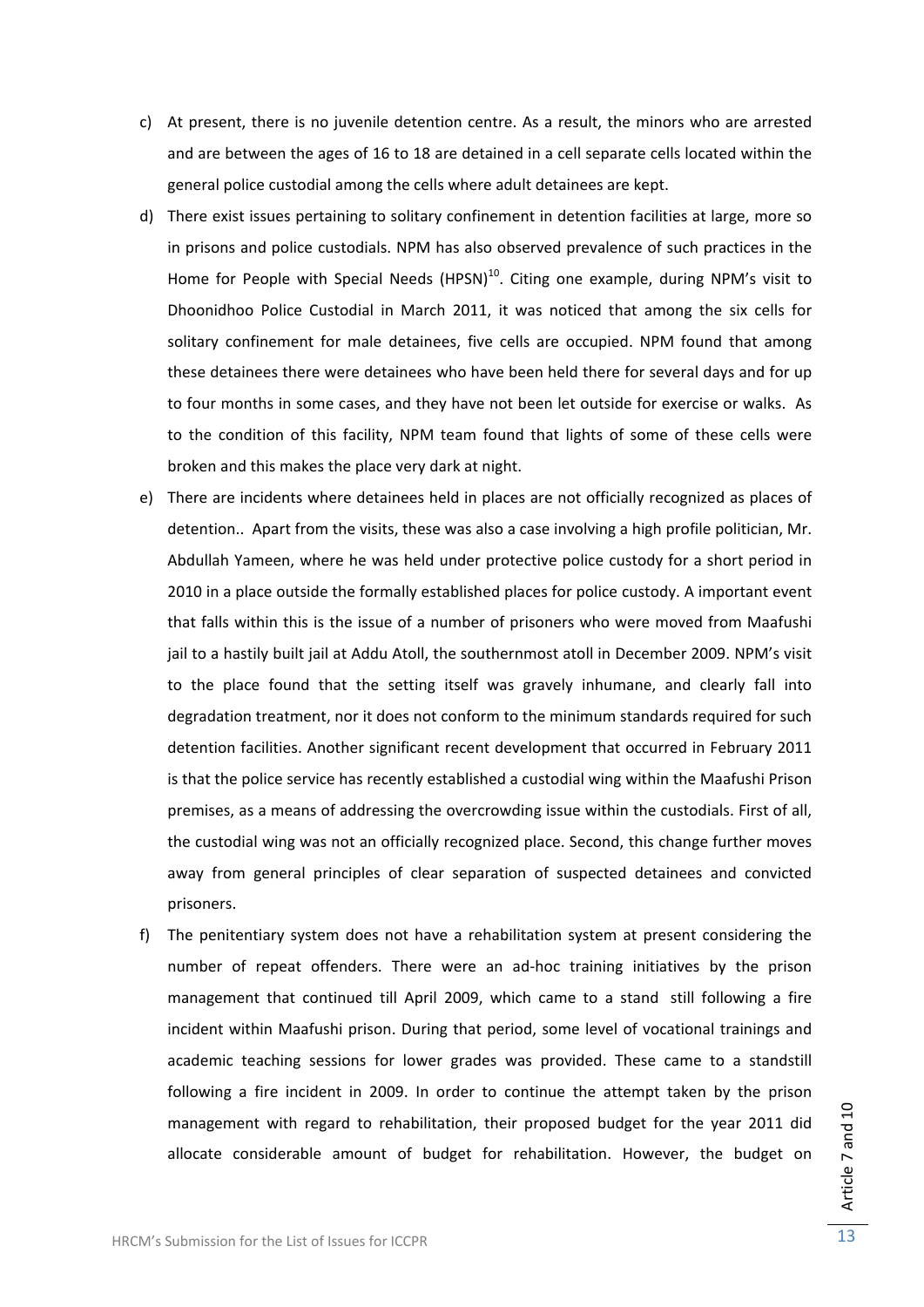c) At present, there is no juvenile detention centre. As a result, the minors who are arrested and are between the ages of 16 to 18 are detained in a cell separate cells located within the general police custodial among the cells where adult detainees are kept.

d) There exist issues pertaining to solitary confinement in detention facilities at large, more so in prisons and police custodials. NPM has also observed prevalence of such practices in the Home for People with Special Needs (HPSN)[10]. Citing one example, during NPM's visit to Dhoonidhoo Police Custodial in March 2011, it was noticed that among the six cells for solitary confinement for male detainees, five cells are occupied. NPM found that among these detainees there were detainees who have been held there for several days and for up to four months in some cases, and they have not been let outside for exercise or walks. As to the condition of this facility, NPM team found that lights of some of these cells were broken and this makes the place very dark at night.

e) There are incidents where detainees held in places are not officially recognized as places of detention.. Apart from the visits, these was also a case involving a high profile politician, Mr. Abdullah Yameen, where he was held under protective police custody for a short period in 2010 in a place outside the formally established places for police custody. A important event that falls within this is the issue of a number of prisoners who were moved from Maafushi jail to a hastily built jail at Addu Atoll, the southernmost atoll in December 2009. NPM's visit to the place found that the setting itself was gravely inhumane, and clearly fall into degradation treatment, nor it does not conform to the minimum standards required for such detention facilities. Another significant recent development that occurred in February 2011 is that the police service has recently established a custodial wing within the Maafushi Prison premises, as a means of addressing the overcrowding issue within the custodials. First of all, the custodial wing was not an officially recognized place. Second, this change further moves away from general principles of clear separation of suspected detainees and convicted prisoners.

f) The penitentiary system does not have a rehabilitation system at present considering the number of repeat offenders. There were an ad-hoc training initiatives by the prison management that continued till April 2009, which came to a stand still following a fire incident within Maafushi prison. During that period, some level of vocational trainings and academic teaching sessions for lower grades was provided. These came to a standstill following a fire incident in 2009. In order to continue the attempt taken by the prison management with regard to rehabilitation, their proposed budget for the year 2011 did allocate considerable amount of budget for rehabilitation. However, the budget on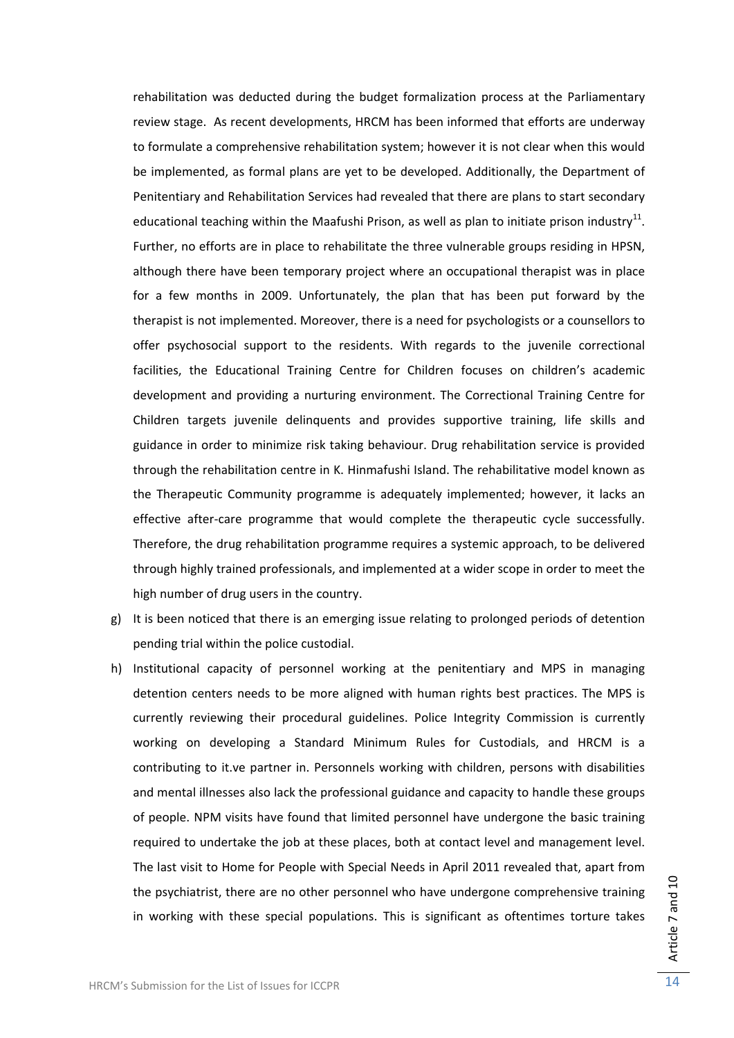rehabilitation was deducted during the budget formalization process at the Parliamentary review stage. As recent developments, HRCM has been informed that efforts are underway to formulate a comprehensive rehabilitation system; however it is not clear when this would be implemented, as formal plans are yet to be developed. Additionally, the Department of Penitentiary and Rehabilitation Services had revealed that there are plans to start secondary educational teaching within the Maafushi Prison, as well as plan to initiate prison industry[11]. Further, no efforts are in place to rehabilitate the three vulnerable groups residing in HPSN, although there have been temporary project where an occupational therapist was in place for a few months in 2009. Unfortunately, the plan that has been put forward by the therapist is not implemented. Moreover, there is a need for psychologists or a counsellors to offer psychosocial support to the residents. With regards to the juvenile correctional facilities, the Educational Training Centre for Children focuses on children's academic development and providing a nurturing environment. The Correctional Training Centre for Children targets juvenile delinquents and provides supportive training, life skills and guidance in order to minimize risk taking behaviour. Drug rehabilitation service is provided through the rehabilitation centre in K. Hinmafushi Island. The rehabilitative model known as the Therapeutic Community programme is adequately implemented; however, it lacks an effective after-care programme that would complete the therapeutic cycle successfully. Therefore, the drug rehabilitation programme requires a systemic approach, to be delivered through highly trained professionals, and implemented at a wider scope in order to meet the high number of drug users in the country.

g) It is been noticed that there is an emerging issue relating to prolonged periods of detention pending trial within the police custodial.

h) Institutional capacity of personnel working at the penitentiary and MPS in managing detention centers needs to be more aligned with human rights best practices. The MPS is currently reviewing their procedural guidelines. Police Integrity Commission is currently working on developing a Standard Minimum Rules for Custodials, and HRCM is a contributing to it.ve partner in. Personnels working with children, persons with disabilities and mental illnesses also lack the professional guidance and capacity to handle these groups of people. NPM visits have found that limited personnel have undergone the basic training required to undertake the job at these places, both at contact level and management level. The last visit to Home for People with Special Needs in April 2011 revealed that, apart from the psychiatrist, there are no other personnel who have undergone comprehensive training in working with these special populations. This is significant as oftentimes torture takes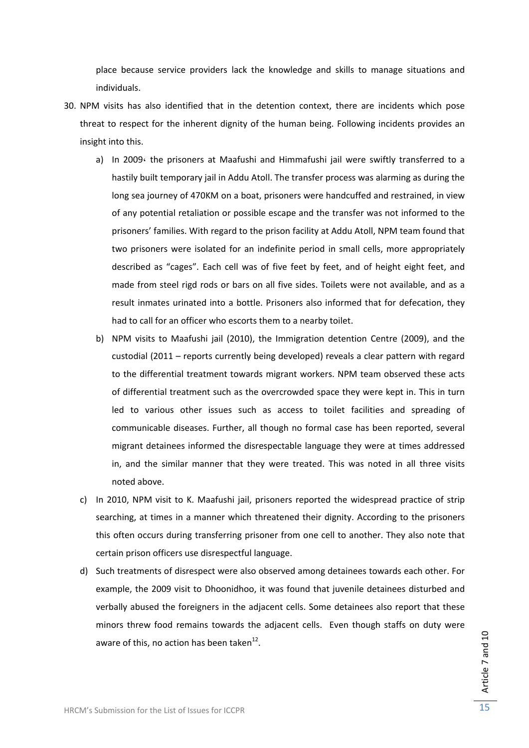place because service providers lack the knowledge and skills to manage situations and individuals.

30. NPM visits has also identified that in the detention context, there are incidents which pose threat to respect for the inherent dignity of the human being. Following incidents provides an insight into this.

    a) In 2009، the prisoners at Maafushi and Himmafushi jail were swiftly transferred to a hastily built temporary jail in Addu Atoll. The transfer process was alarming as during the long sea journey of 470KM on a boat, prisoners were handcuffed and restrained, in view of any potential retaliation or possible escape and the transfer was not informed to the prisoners' families. With regard to the prison facility at Addu Atoll, NPM team found that two prisoners were isolated for an indefinite period in small cells, more appropriately described as "cages". Each cell was of five feet by feet, and of height eight feet, and made from steel rigd rods or bars on all five sides. Toilets were not available, and as a result inmates urinated into a bottle. Prisoners also informed that for defecation, they had to call for an officer who escorts them to a nearby toilet.

    b) NPM visits to Maafushi jail (2010), the Immigration detention Centre (2009), and the custodial (2011 – reports currently being developed) reveals a clear pattern with regard to the differential treatment towards migrant workers. NPM team observed these acts of differential treatment such as the overcrowded space they were kept in. This in turn led to various other issues such as access to toilet facilities and spreading of communicable diseases. Further, all though no formal case has been reported, several migrant detainees informed the disrespectable language they were at times addressed in, and the similar manner that they were treated. This was noted in all three visits noted above.

    c) In 2010, NPM visit to K. Maafushi jail, prisoners reported the widespread practice of strip searching, at times in a manner which threatened their dignity. According to the prisoners this often occurs during transferring prisoner from one cell to another. They also note that certain prison officers use disrespectful language.

    d) Such treatments of disrespect were also observed among detainees towards each other. For example, the 2009 visit to Dhoonidhoo, it was found that juvenile detainees disturbed and verbally abused the foreigners in the adjacent cells. Some detainees also report that these minors threw food remains towards the adjacent cells. Even though staffs on duty were aware of this, no action has been taken[12].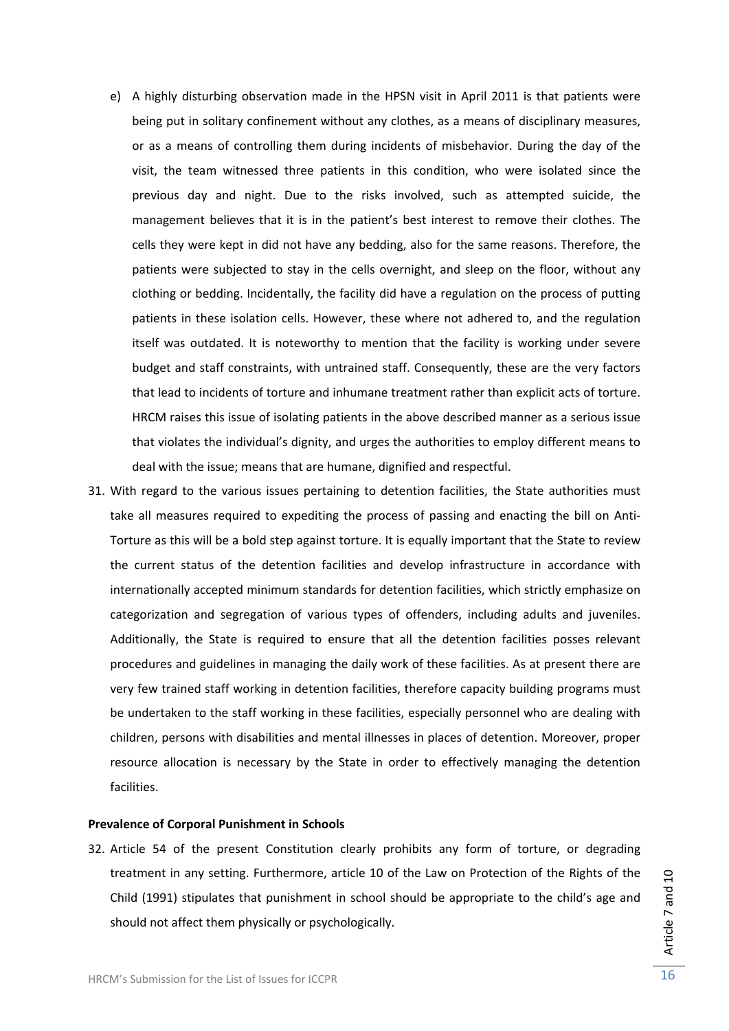e) A highly disturbing observation made in the HPSN visit in April 2011 is that patients were being put in solitary confinement without any clothes, as a means of disciplinary measures, or as a means of controlling them during incidents of misbehavior. During the day of the visit, the team witnessed three patients in this condition, who were isolated since the previous day and night. Due to the risks involved, such as attempted suicide, the management believes that it is in the patient's best interest to remove their clothes. The cells they were kept in did not have any bedding, also for the same reasons. Therefore, the patients were subjected to stay in the cells overnight, and sleep on the floor, without any clothing or bedding. Incidentally, the facility did have a regulation on the process of putting patients in these isolation cells. However, these where not adhered to, and the regulation itself was outdated. It is noteworthy to mention that the facility is working under severe budget and staff constraints, with untrained staff. Consequently, these are the very factors that lead to incidents of torture and inhumane treatment rather than explicit acts of torture. HRCM raises this issue of isolating patients in the above described manner as a serious issue that violates the individual's dignity, and urges the authorities to employ different means to deal with the issue; means that are humane, dignified and respectful.

31. With regard to the various issues pertaining to detention facilities, the State authorities must take all measures required to expediting the process of passing and enacting the bill on Anti-Torture as this will be a bold step against torture. It is equally important that the State to review the current status of the detention facilities and develop infrastructure in accordance with internationally accepted minimum standards for detention facilities, which strictly emphasize on categorization and segregation of various types of offenders, including adults and juveniles. Additionally, the State is required to ensure that all the detention facilities posses relevant procedures and guidelines in managing the daily work of these facilities. As at present there are very few trained staff working in detention facilities, therefore capacity building programs must be undertaken to the staff working in these facilities, especially personnel who are dealing with children, persons with disabilities and mental illnesses in places of detention. Moreover, proper resource allocation is necessary by the State in order to effectively managing the detention facilities.

**Prevalence of Corporal Punishment in Schools**

32. Article 54 of the present Constitution clearly prohibits any form of torture, or degrading treatment in any setting. Furthermore, article 10 of the Law on Protection of the Rights of the Child (1991) stipulates that punishment in school should be appropriate to the child's age and should not affect them physically or psychologically.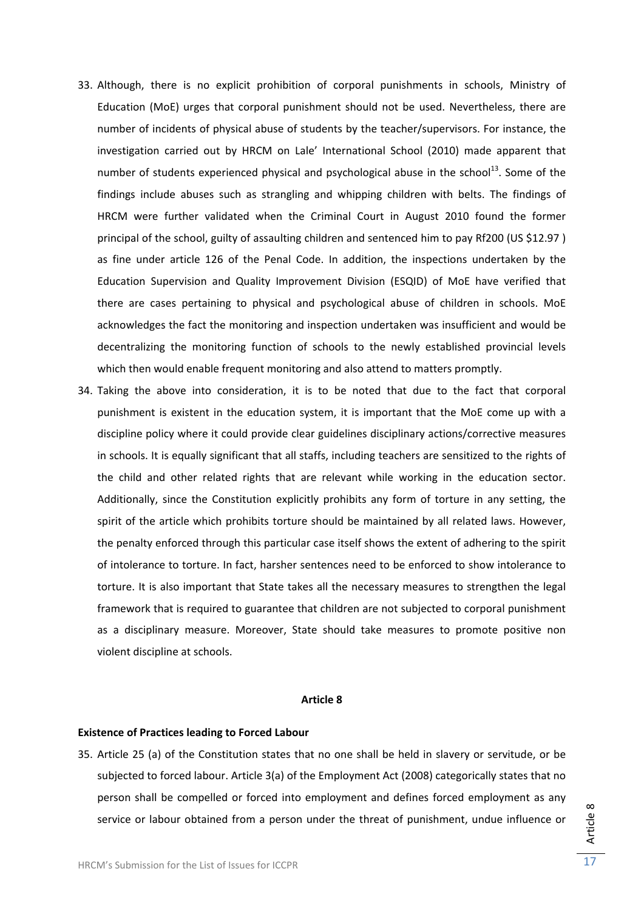33. Although, there is no explicit prohibition of corporal punishments in schools, Ministry of Education (MoE) urges that corporal punishment should not be used. Nevertheless, there are number of incidents of physical abuse of students by the teacher/supervisors. For instance, the investigation carried out by HRCM on Lale' International School (2010) made apparent that number of students experienced physical and psychological abuse in the school[13]. Some of the findings include abuses such as strangling and whipping children with belts. The findings of HRCM were further validated when the Criminal Court in August 2010 found the former principal of the school, guilty of assaulting children and sentenced him to pay Rf200 (US $12.97 ) as fine under article 126 of the Penal Code. In addition, the inspections undertaken by the Education Supervision and Quality Improvement Division (ESQID) of MoE have verified that there are cases pertaining to physical and psychological abuse of children in schools. MoE acknowledges the fact the monitoring and inspection undertaken was insufficient and would be decentralizing the monitoring function of schools to the newly established provincial levels which then would enable frequent monitoring and also attend to matters promptly.

34. Taking the above into consideration, it is to be noted that due to the fact that corporal punishment is existent in the education system, it is important that the MoE come up with a discipline policy where it could provide clear guidelines disciplinary actions/corrective measures in schools. It is equally significant that all staffs, including teachers are sensitized to the rights of the child and other related rights that are relevant while working in the education sector. Additionally, since the Constitution explicitly prohibits any form of torture in any setting, the spirit of the article which prohibits torture should be maintained by all related laws. However, the penalty enforced through this particular case itself shows the extent of adhering to the spirit of intolerance to torture. In fact, harsher sentences need to be enforced to show intolerance to torture. It is also important that State takes all the necessary measures to strengthen the legal framework that is required to guarantee that children are not subjected to corporal punishment as a disciplinary measure. Moreover, State should take measures to promote positive non violent discipline at schools.

## Article 8

**Existence of Practices leading to Forced Labour**

35. Article 25 (a) of the Constitution states that no one shall be held in slavery or servitude, or be subjected to forced labour. Article 3(a) of the Employment Act (2008) categorically states that no person shall be compelled or forced into employment and defines forced employment as any service or labour obtained from a person under the threat of punishment, undue influence or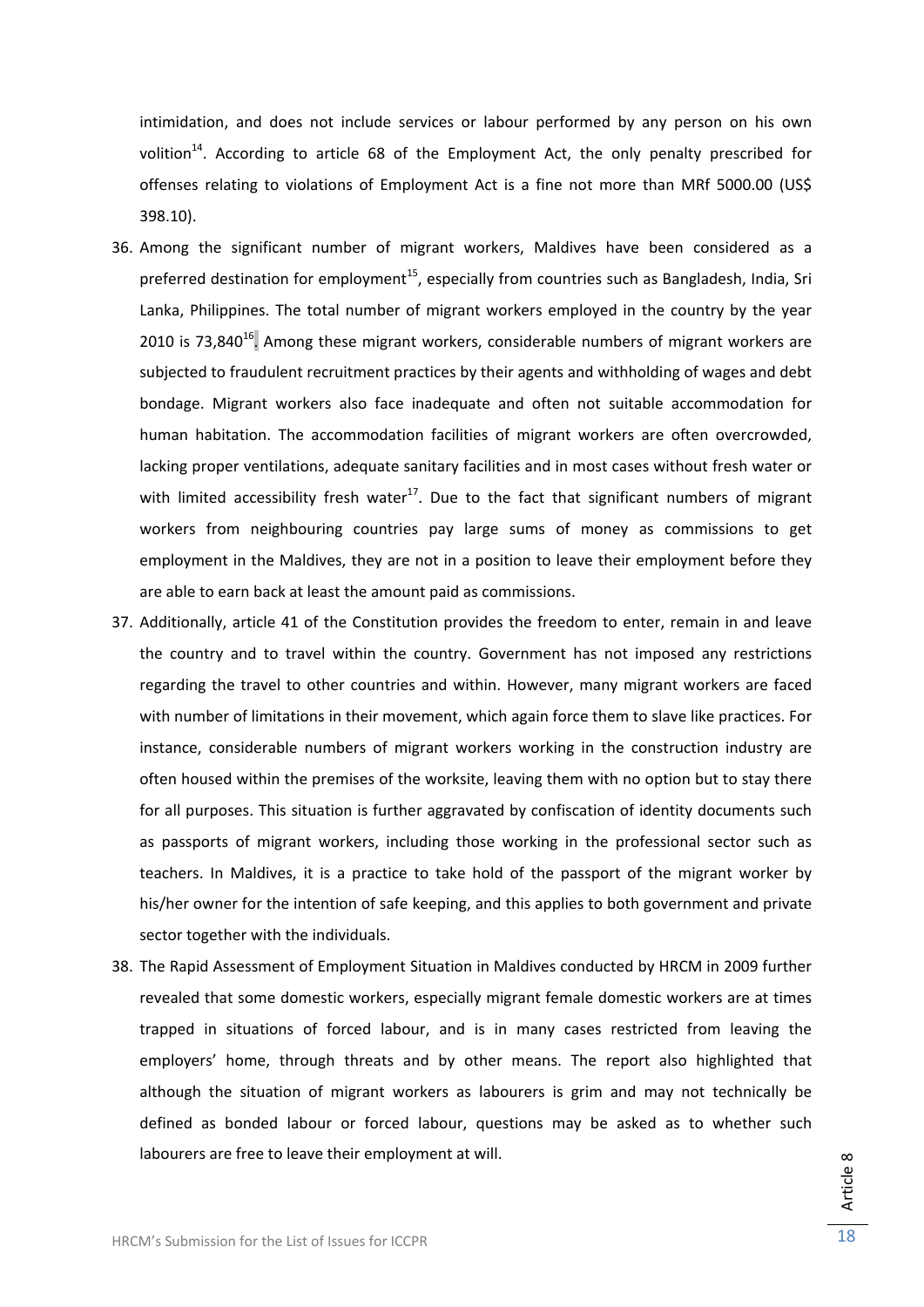intimidation, and does not include services or labour performed by any person on his own volition[14]. According to article 68 of the Employment Act, the only penalty prescribed for offenses relating to violations of Employment Act is a fine not more than MRf 5000.00 (US$ 398.10).

36. Among the significant number of migrant workers, Maldives have been considered as a preferred destination for employment[15], especially from countries such as Bangladesh, India, Sri Lanka, Philippines. The total number of migrant workers employed in the country by the year 2010 is 73,840[16]. Among these migrant workers, considerable numbers of migrant workers are subjected to fraudulent recruitment practices by their agents and withholding of wages and debt bondage. Migrant workers also face inadequate and often not suitable accommodation for human habitation. The accommodation facilities of migrant workers are often overcrowded, lacking proper ventilations, adequate sanitary facilities and in most cases without fresh water or with limited accessibility fresh water[17]. Due to the fact that significant numbers of migrant workers from neighbouring countries pay large sums of money as commissions to get employment in the Maldives, they are not in a position to leave their employment before they are able to earn back at least the amount paid as commissions.
37. Additionally, article 41 of the Constitution provides the freedom to enter, remain in and leave the country and to travel within the country. Government has not imposed any restrictions regarding the travel to other countries and within. However, many migrant workers are faced with number of limitations in their movement, which again force them to slave like practices. For instance, considerable numbers of migrant workers working in the construction industry are often housed within the premises of the worksite, leaving them with no option but to stay there for all purposes. This situation is further aggravated by confiscation of identity documents such as passports of migrant workers, including those working in the professional sector such as teachers. In Maldives, it is a practice to take hold of the passport of the migrant worker by his/her owner for the intention of safe keeping, and this applies to both government and private sector together with the individuals.
38. The Rapid Assessment of Employment Situation in Maldives conducted by HRCM in 2009 further revealed that some domestic workers, especially migrant female domestic workers are at times trapped in situations of forced labour, and is in many cases restricted from leaving the employers' home, through threats and by other means. The report also highlighted that although the situation of migrant workers as labourers is grim and may not technically be defined as bonded labour or forced labour, questions may be asked as to whether such labourers are free to leave their employment at will.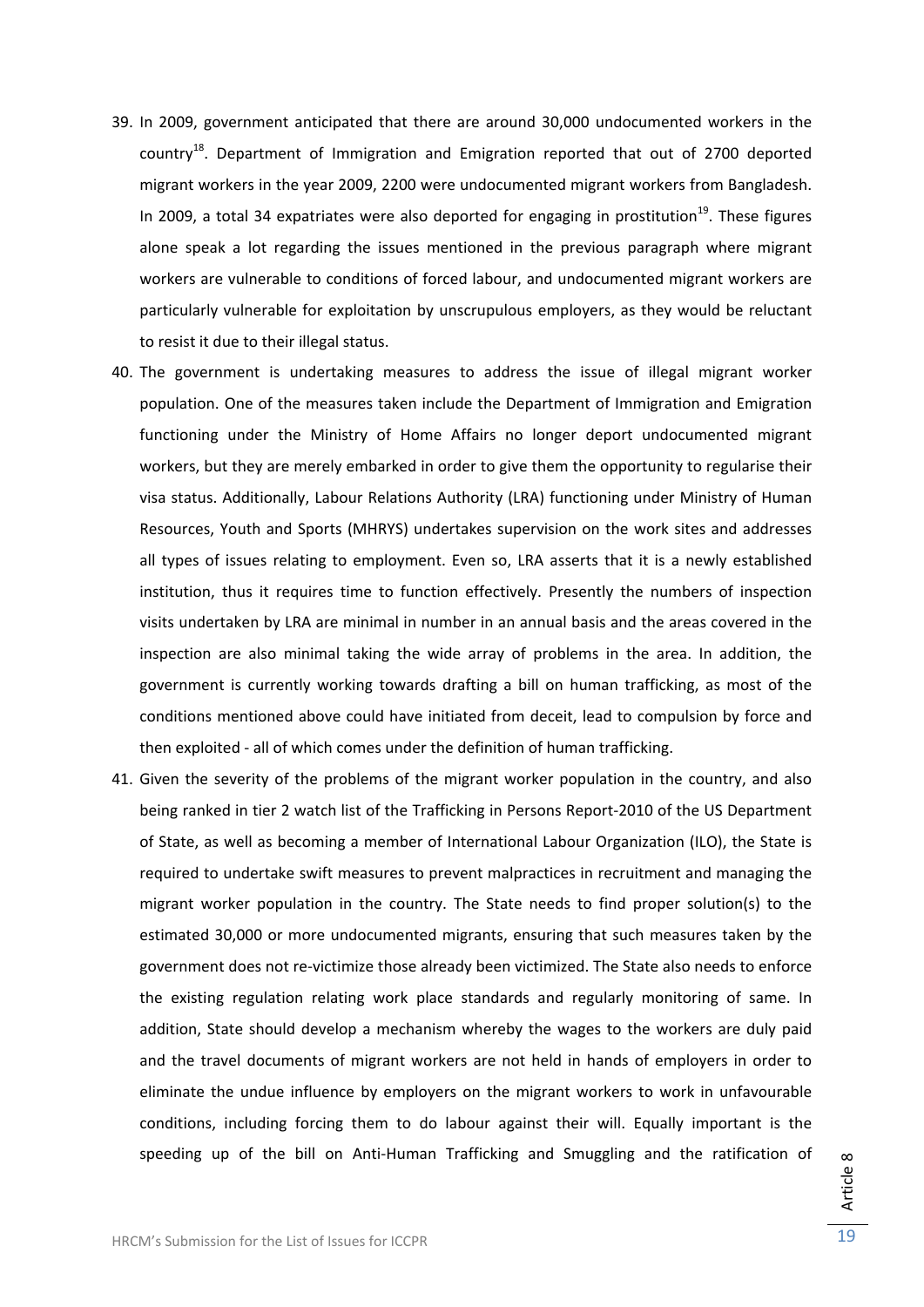39. In 2009, government anticipated that there are around 30,000 undocumented workers in the country[18]. Department of Immigration and Emigration reported that out of 2700 deported migrant workers in the year 2009, 2200 were undocumented migrant workers from Bangladesh. In 2009, a total 34 expatriates were also deported for engaging in prostitution[19]. These figures alone speak a lot regarding the issues mentioned in the previous paragraph where migrant workers are vulnerable to conditions of forced labour, and undocumented migrant workers are particularly vulnerable for exploitation by unscrupulous employers, as they would be reluctant to resist it due to their illegal status.

40. The government is undertaking measures to address the issue of illegal migrant worker population. One of the measures taken include the Department of Immigration and Emigration functioning under the Ministry of Home Affairs no longer deport undocumented migrant workers, but they are merely embarked in order to give them the opportunity to regularise their visa status. Additionally, Labour Relations Authority (LRA) functioning under Ministry of Human Resources, Youth and Sports (MHRYS) undertakes supervision on the work sites and addresses all types of issues relating to employment. Even so, LRA asserts that it is a newly established institution, thus it requires time to function effectively. Presently the numbers of inspection visits undertaken by LRA are minimal in number in an annual basis and the areas covered in the inspection are also minimal taking the wide array of problems in the area. In addition, the government is currently working towards drafting a bill on human trafficking, as most of the conditions mentioned above could have initiated from deceit, lead to compulsion by force and then exploited - all of which comes under the definition of human trafficking.

41. Given the severity of the problems of the migrant worker population in the country, and also being ranked in tier 2 watch list of the Trafficking in Persons Report-2010 of the US Department of State, as well as becoming a member of International Labour Organization (ILO), the State is required to undertake swift measures to prevent malpractices in recruitment and managing the migrant worker population in the country. The State needs to find proper solution(s) to the estimated 30,000 or more undocumented migrants, ensuring that such measures taken by the government does not re-victimize those already been victimized. The State also needs to enforce the existing regulation relating work place standards and regularly monitoring of same. In addition, State should develop a mechanism whereby the wages to the workers are duly paid and the travel documents of migrant workers are not held in hands of employers in order to eliminate the undue influence by employers on the migrant workers to work in unfavourable conditions, including forcing them to do labour against their will. Equally important is the speeding up of the bill on Anti-Human Trafficking and Smuggling and the ratification of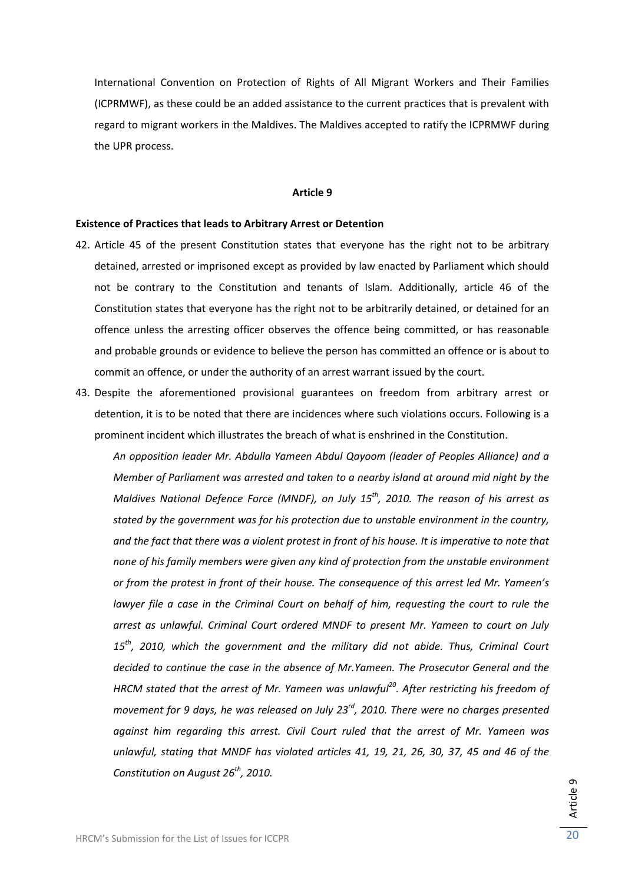International Convention on Protection of Rights of All Migrant Workers and Their Families (ICPRMWF), as these could be an added assistance to the current practices that is prevalent with regard to migrant workers in the Maldives. The Maldives accepted to ratify the ICPRMWF during the UPR process.

## Article 9

### Existence of Practices that leads to Arbitrary Arrest or Detention

42. Article 45 of the present Constitution states that everyone has the right not to be arbitrary detained, arrested or imprisoned except as provided by law enacted by Parliament which should not be contrary to the Constitution and tenants of Islam. Additionally, article 46 of the Constitution states that everyone has the right not to be arbitrarily detained, or detained for an offence unless the arresting officer observes the offence being committed, or has reasonable and probable grounds or evidence to believe the person has committed an offence or is about to commit an offence, or under the authority of an arrest warrant issued by the court.

43. Despite the aforementioned provisional guarantees on freedom from arbitrary arrest or detention, it is to be noted that there are incidences where such violations occurs. Following is a prominent incident which illustrates the breach of what is enshrined in the Constitution.

    *An opposition leader Mr. Abdulla Yameen Abdul Qayoom (leader of Peoples Alliance) and a Member of Parliament was arrested and taken to a nearby island at around mid night by the Maldives National Defence Force (MNDF), on July 15th, 2010. The reason of his arrest as stated by the government was for his protection due to unstable environment in the country, and the fact that there was a violent protest in front of his house. It is imperative to note that none of his family members were given any kind of protection from the unstable environment or from the protest in front of their house. The consequence of this arrest led Mr. Yameen's lawyer file a case in the Criminal Court on behalf of him, requesting the court to rule the arrest as unlawful. Criminal Court ordered MNDF to present Mr. Yameen to court on July 15th, 2010, which the government and the military did not abide. Thus, Criminal Court decided to continue the case in the absence of Mr.Yameen. The Prosecutor General and the HRCM stated that the arrest of Mr. Yameen was unlawful[20]. After restricting his freedom of movement for 9 days, he was released on July 23rd, 2010. There were no charges presented against him regarding this arrest. Civil Court ruled that the arrest of Mr. Yameen was unlawful, stating that MNDF has violated articles 41, 19, 21, 26, 30, 37, 45 and 46 of the Constitution on August 26th, 2010.*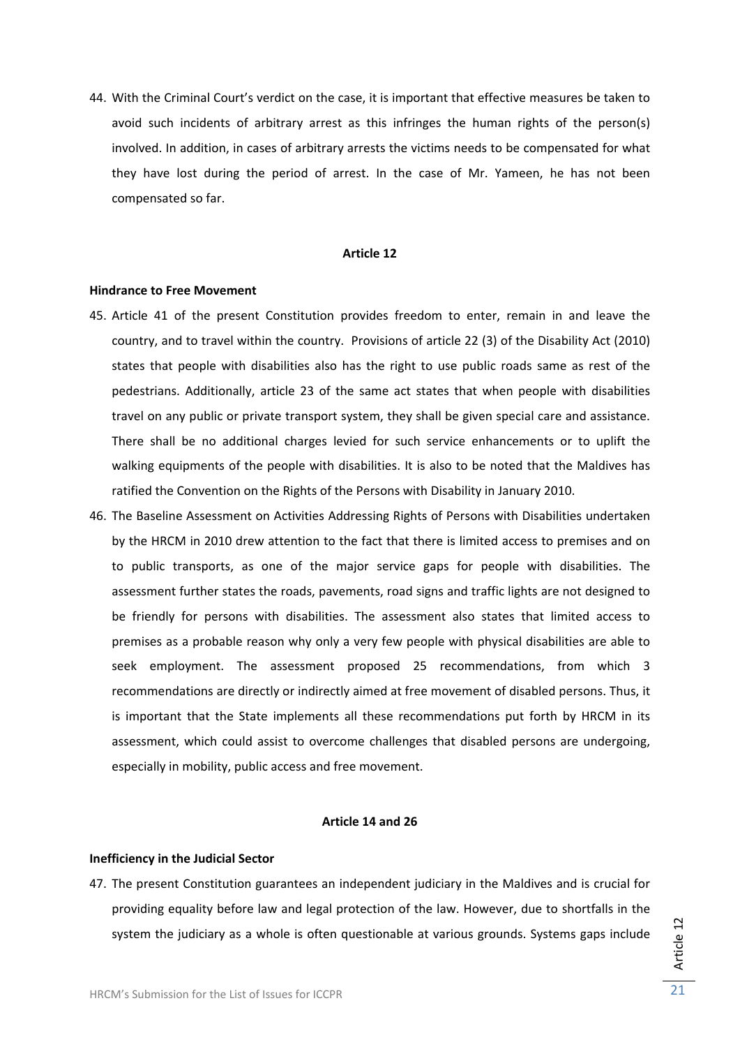44. With the Criminal Court's verdict on the case, it is important that effective measures be taken to avoid such incidents of arbitrary arrest as this infringes the human rights of the person(s) involved. In addition, in cases of arbitrary arrests the victims needs to be compensated for what they have lost during the period of arrest. In the case of Mr. Yameen, he has not been compensated so far.

## Article 12

### Hindrance to Free Movement

45. Article 41 of the present Constitution provides freedom to enter, remain in and leave the country, and to travel within the country. Provisions of article 22 (3) of the Disability Act (2010) states that people with disabilities also has the right to use public roads same as rest of the pedestrians. Additionally, article 23 of the same act states that when people with disabilities travel on any public or private transport system, they shall be given special care and assistance. There shall be no additional charges levied for such service enhancements or to uplift the walking equipments of the people with disabilities. It is also to be noted that the Maldives has ratified the Convention on the Rights of the Persons with Disability in January 2010.

46. The Baseline Assessment on Activities Addressing Rights of Persons with Disabilities undertaken by the HRCM in 2010 drew attention to the fact that there is limited access to premises and on to public transports, as one of the major service gaps for people with disabilities. The assessment further states the roads, pavements, road signs and traffic lights are not designed to be friendly for persons with disabilities. The assessment also states that limited access to premises as a probable reason why only a very few people with physical disabilities are able to seek employment. The assessment proposed 25 recommendations, from which 3 recommendations are directly or indirectly aimed at free movement of disabled persons. Thus, it is important that the State implements all these recommendations put forth by HRCM in its assessment, which could assist to overcome challenges that disabled persons are undergoing, especially in mobility, public access and free movement.

## Article 14 and 26

### Inefficiency in the Judicial Sector

47. The present Constitution guarantees an independent judiciary in the Maldives and is crucial for providing equality before law and legal protection of the law. However, due to shortfalls in the system the judiciary as a whole is often questionable at various grounds. Systems gaps include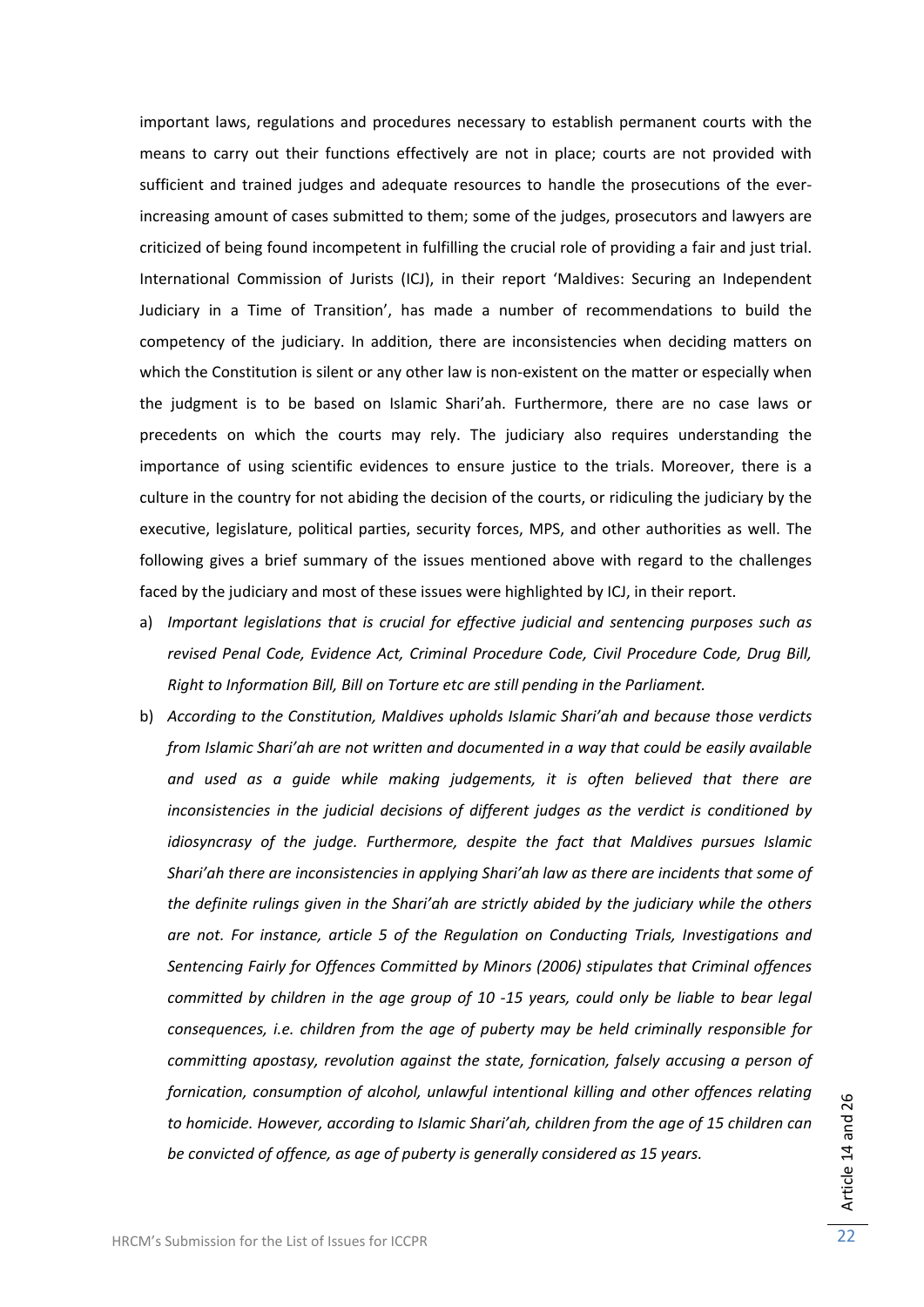important laws, regulations and procedures necessary to establish permanent courts with the means to carry out their functions effectively are not in place; courts are not provided with sufficient and trained judges and adequate resources to handle the prosecutions of the ever-increasing amount of cases submitted to them; some of the judges, prosecutors and lawyers are criticized of being found incompetent in fulfilling the crucial role of providing a fair and just trial. International Commission of Jurists (ICJ), in their report 'Maldives: Securing an Independent Judiciary in a Time of Transition', has made a number of recommendations to build the competency of the judiciary. In addition, there are inconsistencies when deciding matters on which the Constitution is silent or any other law is non-existent on the matter or especially when the judgment is to be based on Islamic Shari'ah. Furthermore, there are no case laws or precedents on which the courts may rely. The judiciary also requires understanding the importance of using scientific evidences to ensure justice to the trials. Moreover, there is a culture in the country for not abiding the decision of the courts, or ridiculing the judiciary by the executive, legislature, political parties, security forces, MPS, and other authorities as well. The following gives a brief summary of the issues mentioned above with regard to the challenges faced by the judiciary and most of these issues were highlighted by ICJ, in their report.

a) *Important legislations that is crucial for effective judicial and sentencing purposes such as revised Penal Code, Evidence Act, Criminal Procedure Code, Civil Procedure Code, Drug Bill, Right to Information Bill, Bill on Torture etc are still pending in the Parliament.*

b) *According to the Constitution, Maldives upholds Islamic Shari'ah and because those verdicts from Islamic Shari'ah are not written and documented in a way that could be easily available and used as a guide while making judgements, it is often believed that there are inconsistencies in the judicial decisions of different judges as the verdict is conditioned by idiosyncrasy of the judge. Furthermore, despite the fact that Maldives pursues Islamic Shari'ah there are inconsistencies in applying Shari'ah law as there are incidents that some of the definite rulings given in the Shari'ah are strictly abided by the judiciary while the others are not. For instance, article 5 of the Regulation on Conducting Trials, Investigations and Sentencing Fairly for Offences Committed by Minors (2006) stipulates that Criminal offences committed by children in the age group of 10 -15 years, could only be liable to bear legal consequences, i.e. children from the age of puberty may be held criminally responsible for committing apostasy, revolution against the state, fornication, falsely accusing a person of fornication, consumption of alcohol, unlawful intentional killing and other offences relating to homicide. However, according to Islamic Shari'ah, children from the age of 15 children can be convicted of offence, as age of puberty is generally considered as 15 years.*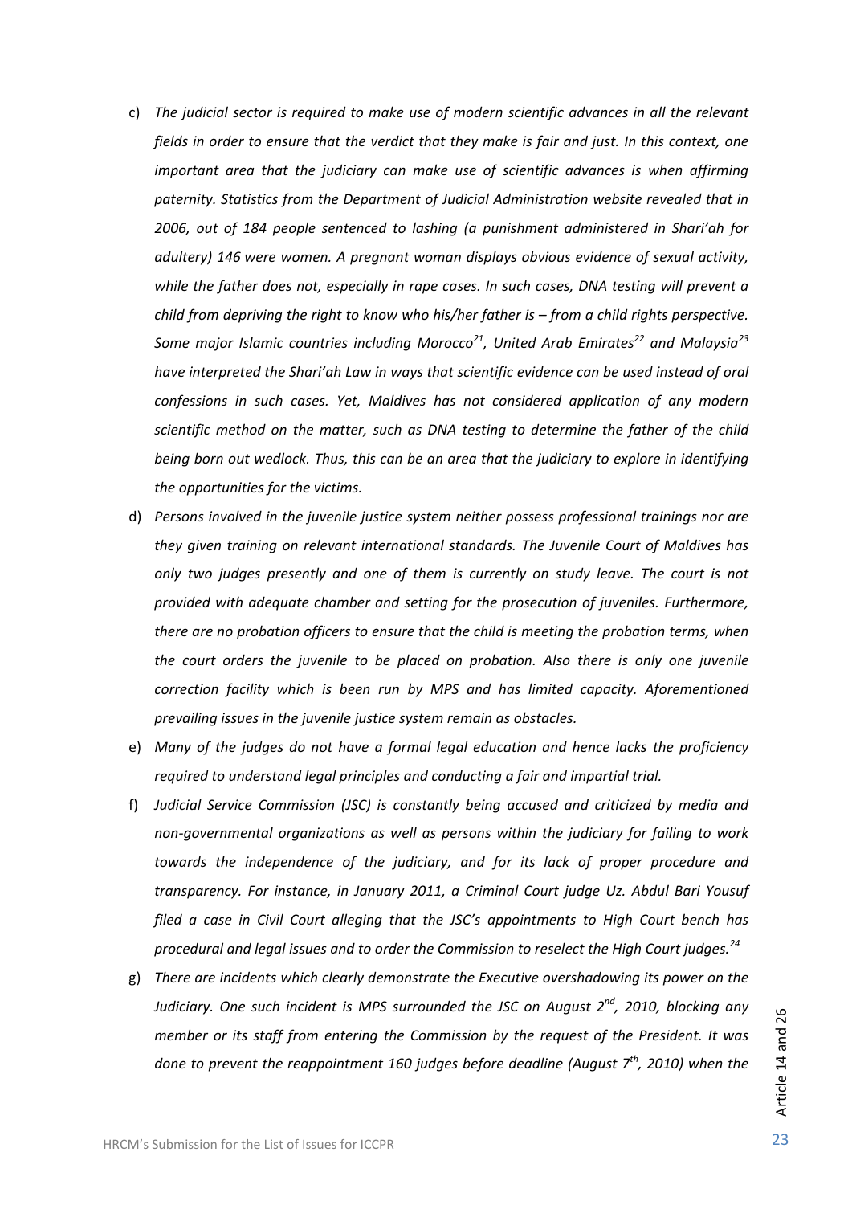c) *The judicial sector is required to make use of modern scientific advances in all the relevant fields in order to ensure that the verdict that they make is fair and just. In this context, one important area that the judiciary can make use of scientific advances is when affirming paternity. Statistics from the Department of Judicial Administration website revealed that in 2006, out of 184 people sentenced to lashing (a punishment administered in Shari'ah for adultery) 146 were women. A pregnant woman displays obvious evidence of sexual activity, while the father does not, especially in rape cases. In such cases, DNA testing will prevent a child from depriving the right to know who his/her father is – from a child rights perspective. Some major Islamic countries including Morocco[21], United Arab Emirates[22] and Malaysia[23] have interpreted the Shari'ah Law in ways that scientific evidence can be used instead of oral confessions in such cases. Yet, Maldives has not considered application of any modern scientific method on the matter, such as DNA testing to determine the father of the child being born out wedlock. Thus, this can be an area that the judiciary to explore in identifying the opportunities for the victims.*

d) *Persons involved in the juvenile justice system neither possess professional trainings nor are they given training on relevant international standards. The Juvenile Court of Maldives has only two judges presently and one of them is currently on study leave. The court is not provided with adequate chamber and setting for the prosecution of juveniles. Furthermore, there are no probation officers to ensure that the child is meeting the probation terms, when the court orders the juvenile to be placed on probation. Also there is only one juvenile correction facility which is been run by MPS and has limited capacity. Aforementioned prevailing issues in the juvenile justice system remain as obstacles.*

e) *Many of the judges do not have a formal legal education and hence lacks the proficiency required to understand legal principles and conducting a fair and impartial trial.*

f) *Judicial Service Commission (JSC) is constantly being accused and criticized by media and non-governmental organizations as well as persons within the judiciary for failing to work towards the independence of the judiciary, and for its lack of proper procedure and transparency. For instance, in January 2011, a Criminal Court judge Uz. Abdul Bari Yousuf filed a case in Civil Court alleging that the JSC's appointments to High Court bench has procedural and legal issues and to order the Commission to reselect the High Court judges.[24]*

g) *There are incidents which clearly demonstrate the Executive overshadowing its power on the Judiciary. One such incident is MPS surrounded the JSC on August 2nd, 2010, blocking any member or its staff from entering the Commission by the request of the President. It was done to prevent the reappointment 160 judges before deadline (August 7th, 2010) when the*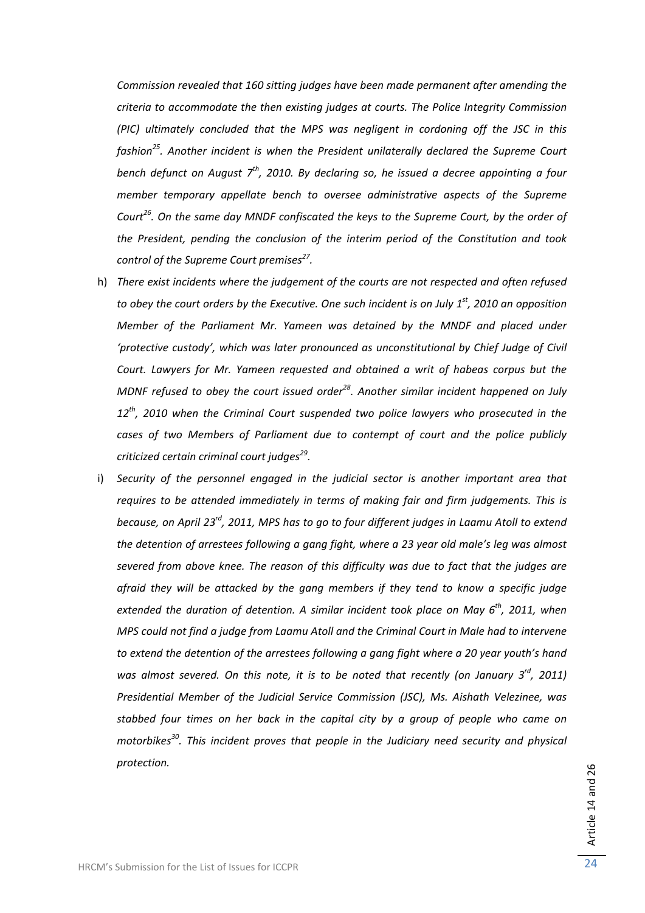*Commission revealed that 160 sitting judges have been made permanent after amending the criteria to accommodate the then existing judges at courts. The Police Integrity Commission (PIC) ultimately concluded that the MPS was negligent in cordoning off the JSC in this fashion[25]. Another incident is when the President unilaterally declared the Supreme Court bench defunct on August 7th, 2010. By declaring so, he issued a decree appointing a four member temporary appellate bench to oversee administrative aspects of the Supreme Court[26]. On the same day MNDF confiscated the keys to the Supreme Court, by the order of the President, pending the conclusion of the interim period of the Constitution and took control of the Supreme Court premises[27].*

h) *There exist incidents where the judgement of the courts are not respected and often refused to obey the court orders by the Executive. One such incident is on July 1st, 2010 an opposition Member of the Parliament Mr. Yameen was detained by the MNDF and placed under 'protective custody', which was later pronounced as unconstitutional by Chief Judge of Civil Court. Lawyers for Mr. Yameen requested and obtained a writ of habeas corpus but the MDNF refused to obey the court issued order[28]. Another similar incident happened on July 12th, 2010 when the Criminal Court suspended two police lawyers who prosecuted in the cases of two Members of Parliament due to contempt of court and the police publicly criticized certain criminal court judges[29].*

i) *Security of the personnel engaged in the judicial sector is another important area that requires to be attended immediately in terms of making fair and firm judgements. This is because, on April 23rd, 2011, MPS has to go to four different judges in Laamu Atoll to extend the detention of arrestees following a gang fight, where a 23 year old male's leg was almost severed from above knee. The reason of this difficulty was due to fact that the judges are afraid they will be attacked by the gang members if they tend to know a specific judge extended the duration of detention. A similar incident took place on May 6th, 2011, when MPS could not find a judge from Laamu Atoll and the Criminal Court in Male had to intervene to extend the detention of the arrestees following a gang fight where a 20 year youth's hand was almost severed. On this note, it is to be noted that recently (on January 3rd, 2011) Presidential Member of the Judicial Service Commission (JSC), Ms. Aishath Velezinee, was stabbed four times on her back in the capital city by a group of people who came on motorbikes[30]. This incident proves that people in the Judiciary need security and physical protection.*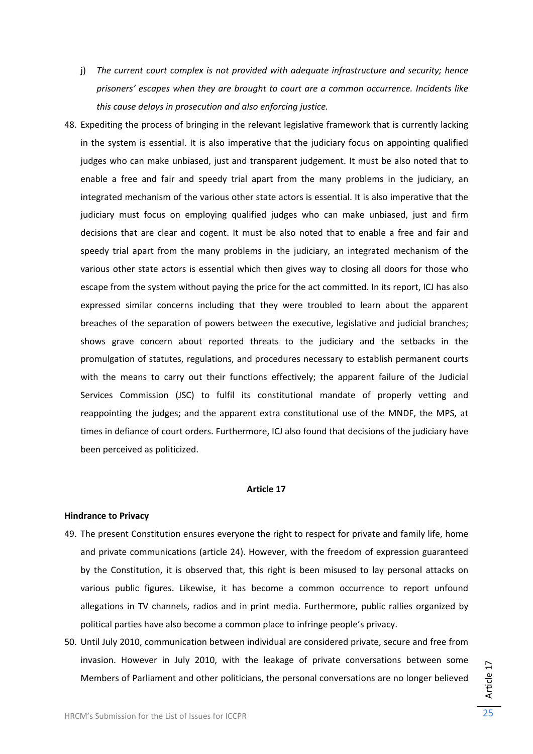j) *The current court complex is not provided with adequate infrastructure and security; hence prisoners' escapes when they are brought to court are a common occurrence. Incidents like this cause delays in prosecution and also enforcing justice.*

48. Expediting the process of bringing in the relevant legislative framework that is currently lacking in the system is essential. It is also imperative that the judiciary focus on appointing qualified judges who can make unbiased, just and transparent judgement. It must be also noted that to enable a free and fair and speedy trial apart from the many problems in the judiciary, an integrated mechanism of the various other state actors is essential. It is also imperative that the judiciary must focus on employing qualified judges who can make unbiased, just and firm decisions that are clear and cogent. It must be also noted that to enable a free and fair and speedy trial apart from the many problems in the judiciary, an integrated mechanism of the various other state actors is essential which then gives way to closing all doors for those who escape from the system without paying the price for the act committed. In its report, ICJ has also expressed similar concerns including that they were troubled to learn about the apparent breaches of the separation of powers between the executive, legislative and judicial branches; shows grave concern about reported threats to the judiciary and the setbacks in the promulgation of statutes, regulations, and procedures necessary to establish permanent courts with the means to carry out their functions effectively; the apparent failure of the Judicial Services Commission (JSC) to fulfil its constitutional mandate of properly vetting and reappointing the judges; and the apparent extra constitutional use of the MNDF, the MPS, at times in defiance of court orders. Furthermore, ICJ also found that decisions of the judiciary have been perceived as politicized.

## Article 17

### Hindrance to Privacy

49. The present Constitution ensures everyone the right to respect for private and family life, home and private communications (article 24). However, with the freedom of expression guaranteed by the Constitution, it is observed that, this right is been misused to lay personal attacks on various public figures. Likewise, it has become a common occurrence to report unfound allegations in TV channels, radios and in print media. Furthermore, public rallies organized by political parties have also become a common place to infringe people's privacy.

50. Until July 2010, communication between individual are considered private, secure and free from invasion. However in July 2010, with the leakage of private conversations between some Members of Parliament and other politicians, the personal conversations are no longer believed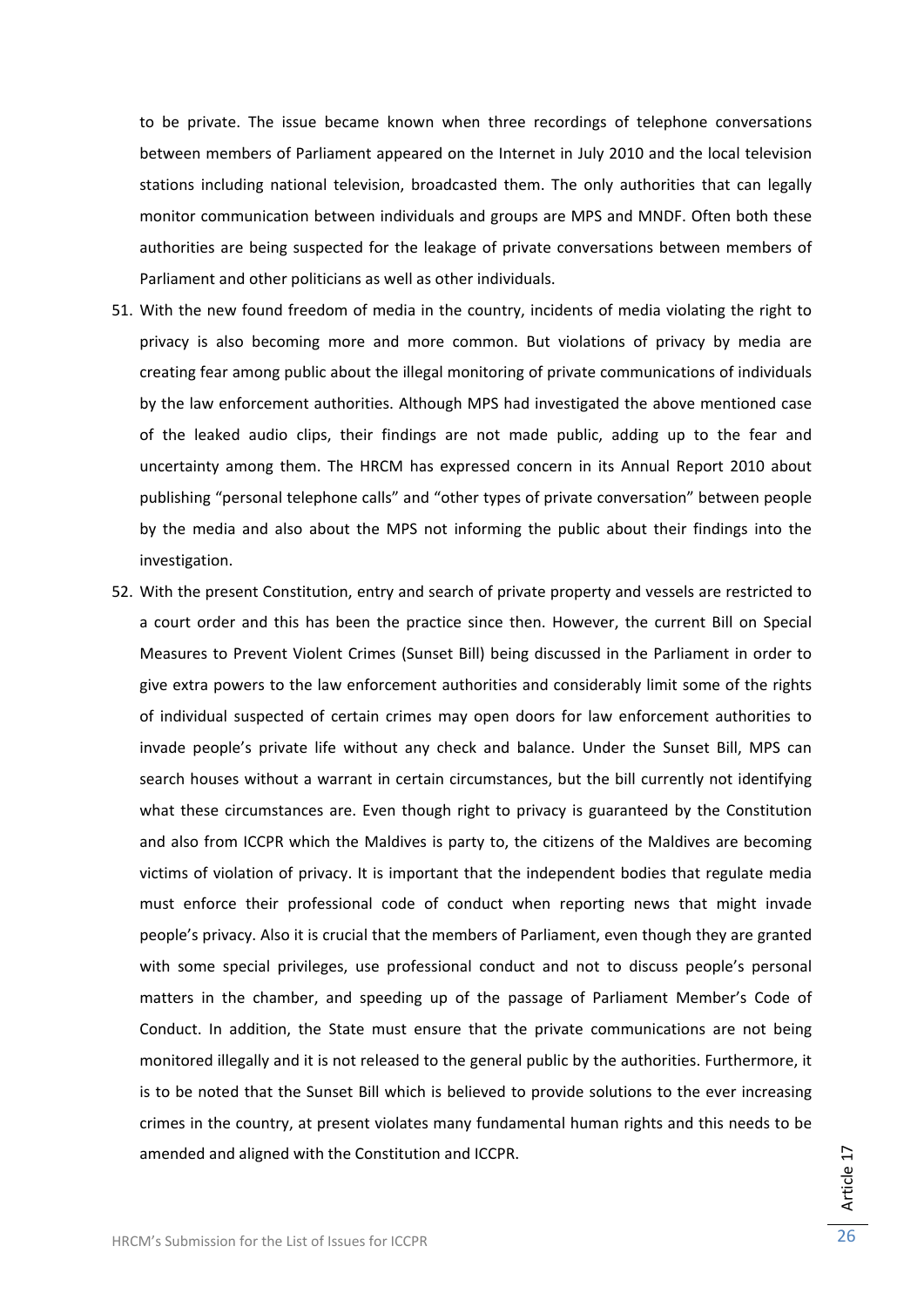to be private. The issue became known when three recordings of telephone conversations between members of Parliament appeared on the Internet in July 2010 and the local television stations including national television, broadcasted them. The only authorities that can legally monitor communication between individuals and groups are MPS and MNDF. Often both these authorities are being suspected for the leakage of private conversations between members of Parliament and other politicians as well as other individuals.

51. With the new found freedom of media in the country, incidents of media violating the right to privacy is also becoming more and more common. But violations of privacy by media are creating fear among public about the illegal monitoring of private communications of individuals by the law enforcement authorities. Although MPS had investigated the above mentioned case of the leaked audio clips, their findings are not made public, adding up to the fear and uncertainty among them. The HRCM has expressed concern in its Annual Report 2010 about publishing "personal telephone calls" and "other types of private conversation" between people by the media and also about the MPS not informing the public about their findings into the investigation.
52. With the present Constitution, entry and search of private property and vessels are restricted to a court order and this has been the practice since then. However, the current Bill on Special Measures to Prevent Violent Crimes (Sunset Bill) being discussed in the Parliament in order to give extra powers to the law enforcement authorities and considerably limit some of the rights of individual suspected of certain crimes may open doors for law enforcement authorities to invade people's private life without any check and balance. Under the Sunset Bill, MPS can search houses without a warrant in certain circumstances, but the bill currently not identifying what these circumstances are. Even though right to privacy is guaranteed by the Constitution and also from ICCPR which the Maldives is party to, the citizens of the Maldives are becoming victims of violation of privacy. It is important that the independent bodies that regulate media must enforce their professional code of conduct when reporting news that might invade people's privacy. Also it is crucial that the members of Parliament, even though they are granted with some special privileges, use professional conduct and not to discuss people's personal matters in the chamber, and speeding up of the passage of Parliament Member's Code of Conduct. In addition, the State must ensure that the private communications are not being monitored illegally and it is not released to the general public by the authorities. Furthermore, it is to be noted that the Sunset Bill which is believed to provide solutions to the ever increasing crimes in the country, at present violates many fundamental human rights and this needs to be amended and aligned with the Constitution and ICCPR.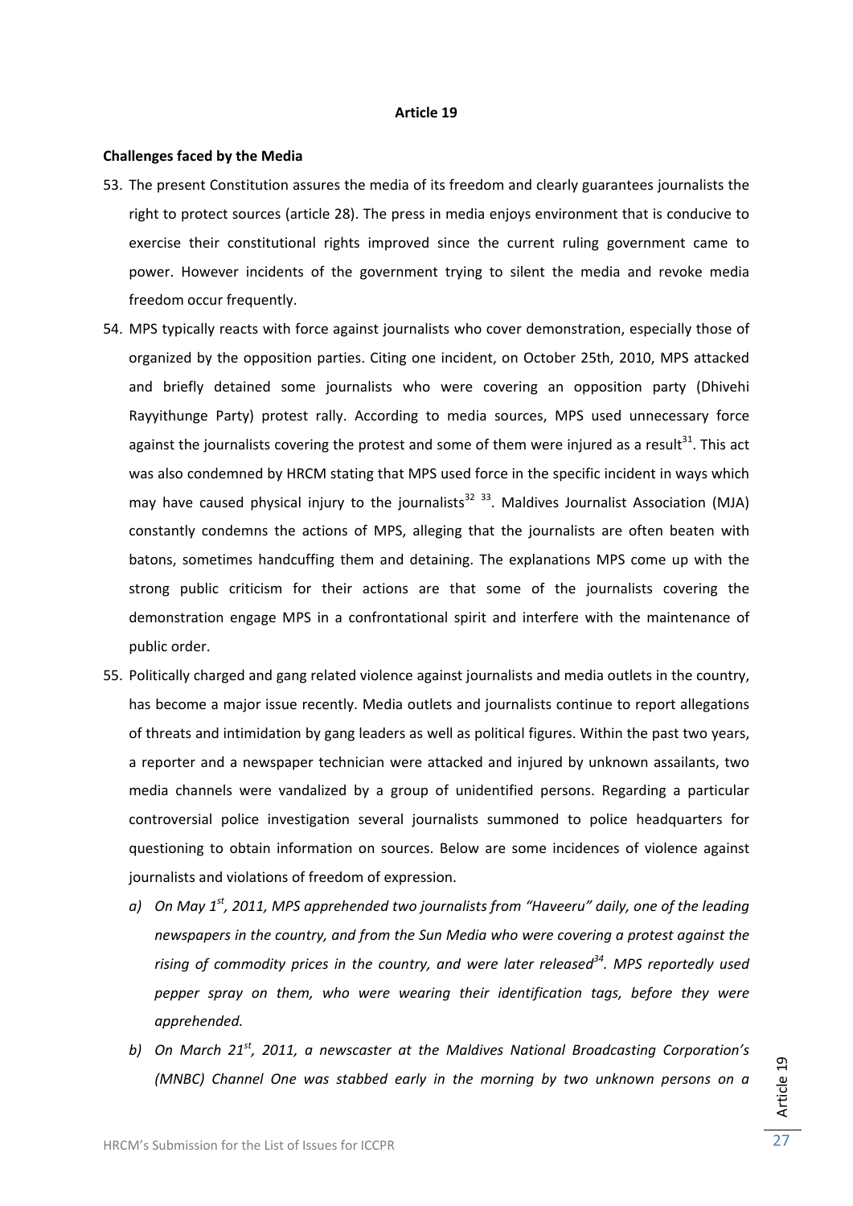**Article 19**

**Challenges faced by the Media**

53. The present Constitution assures the media of its freedom and clearly guarantees journalists the right to protect sources (article 28). The press in media enjoys environment that is conducive to exercise their constitutional rights improved since the current ruling government came to power. However incidents of the government trying to silent the media and revoke media freedom occur frequently.

54. MPS typically reacts with force against journalists who cover demonstration, especially those of organized by the opposition parties. Citing one incident, on October 25th, 2010, MPS attacked and briefly detained some journalists who were covering an opposition party (Dhivehi Rayyithunge Party) protest rally. According to media sources, MPS used unnecessary force against the journalists covering the protest and some of them were injured as a result[31]. This act was also condemned by HRCM stating that MPS used force in the specific incident in ways which may have caused physical injury to the journalists[32] [33]. Maldives Journalist Association (MJA) constantly condemns the actions of MPS, alleging that the journalists are often beaten with batons, sometimes handcuffing them and detaining. The explanations MPS come up with the strong public criticism for their actions are that some of the journalists covering the demonstration engage MPS in a confrontational spirit and interfere with the maintenance of public order.

55. Politically charged and gang related violence against journalists and media outlets in the country, has become a major issue recently. Media outlets and journalists continue to report allegations of threats and intimidation by gang leaders as well as political figures. Within the past two years, a reporter and a newspaper technician were attacked and injured by unknown assailants, two media channels were vandalized by a group of unidentified persons. Regarding a particular controversial police investigation several journalists summoned to police headquarters for questioning to obtain information on sources. Below are some incidences of violence against journalists and violations of freedom of expression.

    a) *On May 1st, 2011, MPS apprehended two journalists from "Haveeru" daily, one of the leading newspapers in the country, and from the Sun Media who were covering a protest against the rising of commodity prices in the country, and were later released[34]. MPS reportedly used pepper spray on them, who were wearing their identification tags, before they were apprehended.*

    b) *On March 21st, 2011, a newscaster at the Maldives National Broadcasting Corporation's (MNBC) Channel One was stabbed early in the morning by two unknown persons on a*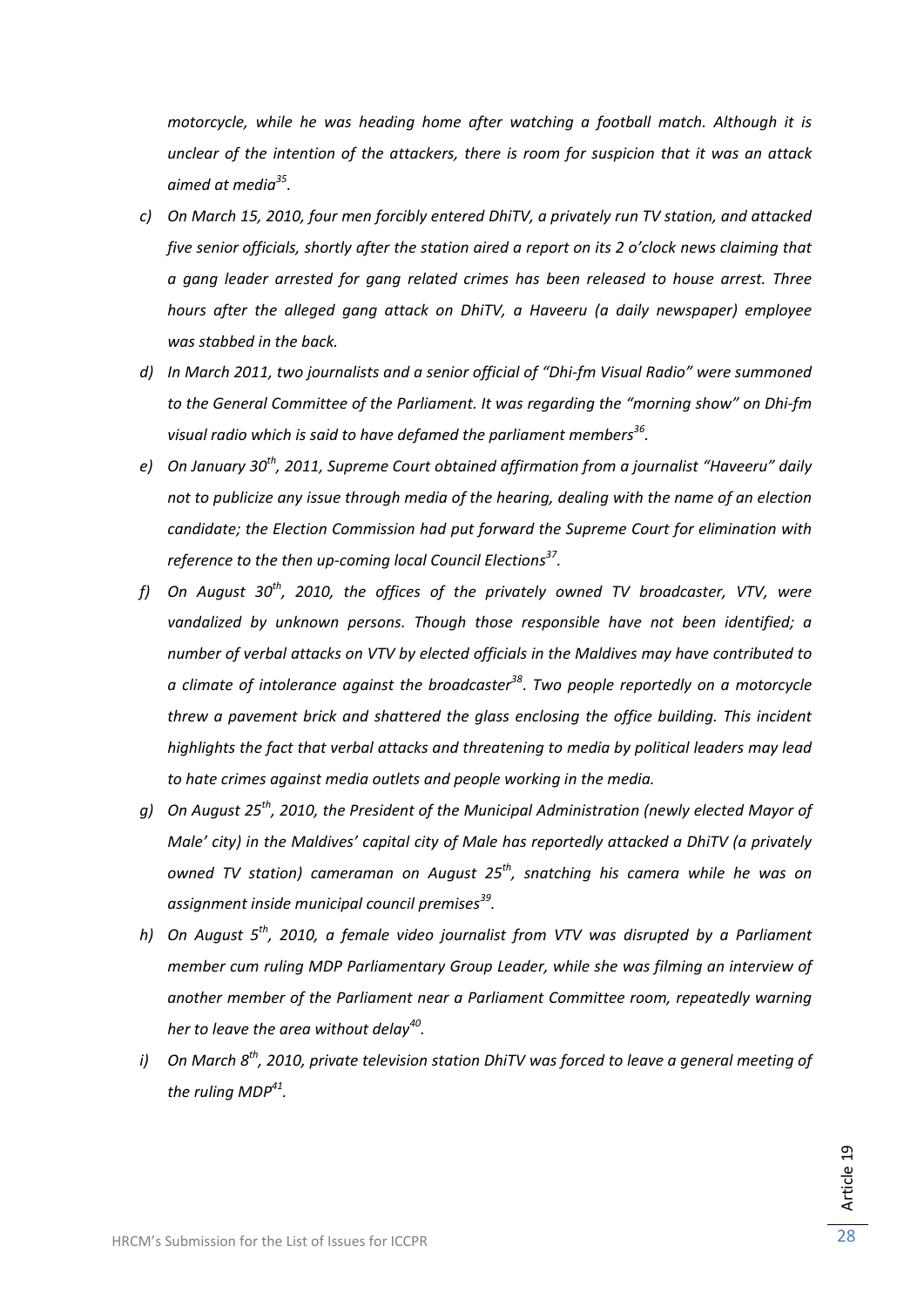*motorcycle, while he was heading home after watching a football match. Although it is unclear of the intention of the attackers, there is room for suspicion that it was an attack aimed at media[35].*

c) *On March 15, 2010, four men forcibly entered DhiTV, a privately run TV station, and attacked five senior officials, shortly after the station aired a report on its 2 o'clock news claiming that a gang leader arrested for gang related crimes has been released to house arrest. Three hours after the alleged gang attack on DhiTV, a Haveeru (a daily newspaper) employee was stabbed in the back.*

d) *In March 2011, two journalists and a senior official of "Dhi-fm Visual Radio" were summoned to the General Committee of the Parliament. It was regarding the "morning show" on Dhi-fm visual radio which is said to have defamed the parliament members[36].*

e) *On January 30th, 2011, Supreme Court obtained affirmation from a journalist "Haveeru" daily not to publicize any issue through media of the hearing, dealing with the name of an election candidate; the Election Commission had put forward the Supreme Court for elimination with reference to the then up-coming local Council Elections[37].*

f) *On August 30th, 2010, the offices of the privately owned TV broadcaster, VTV, were vandalized by unknown persons. Though those responsible have not been identified; a number of verbal attacks on VTV by elected officials in the Maldives may have contributed to a climate of intolerance against the broadcaster[38]. Two people reportedly on a motorcycle threw a pavement brick and shattered the glass enclosing the office building. This incident highlights the fact that verbal attacks and threatening to media by political leaders may lead to hate crimes against media outlets and people working in the media.*

g) *On August 25th, 2010, the President of the Municipal Administration (newly elected Mayor of Male' city) in the Maldives' capital city of Male has reportedly attacked a DhiTV (a privately owned TV station) cameraman on August 25th, snatching his camera while he was on assignment inside municipal council premises[39].*

h) *On August 5th, 2010, a female video journalist from VTV was disrupted by a Parliament member cum ruling MDP Parliamentary Group Leader, while she was filming an interview of another member of the Parliament near a Parliament Committee room, repeatedly warning her to leave the area without delay[40].*

i) *On March 8th, 2010, private television station DhiTV was forced to leave a general meeting of the ruling MDP[41].*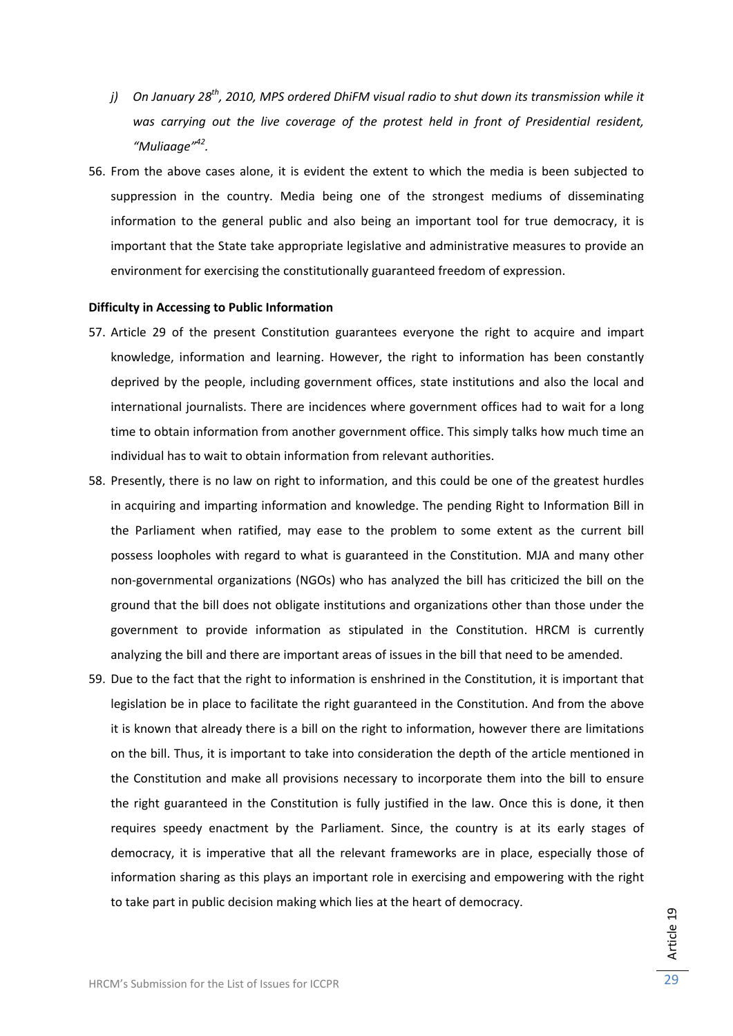j) *On January 28th, 2010, MPS ordered DhiFM visual radio to shut down its transmission while it was carrying out the live coverage of the protest held in front of Presidential resident, "Muliaage"*[42].

56. From the above cases alone, it is evident the extent to which the media is been subjected to suppression in the country. Media being one of the strongest mediums of disseminating information to the general public and also being an important tool for true democracy, it is important that the State take appropriate legislative and administrative measures to provide an environment for exercising the constitutionally guaranteed freedom of expression.

**Difficulty in Accessing to Public Information**

57. Article 29 of the present Constitution guarantees everyone the right to acquire and impart knowledge, information and learning. However, the right to information has been constantly deprived by the people, including government offices, state institutions and also the local and international journalists. There are incidences where government offices had to wait for a long time to obtain information from another government office. This simply talks how much time an individual has to wait to obtain information from relevant authorities.

58. Presently, there is no law on right to information, and this could be one of the greatest hurdles in acquiring and imparting information and knowledge. The pending Right to Information Bill in the Parliament when ratified, may ease to the problem to some extent as the current bill possess loopholes with regard to what is guaranteed in the Constitution. MJA and many other non-governmental organizations (NGOs) who has analyzed the bill has criticized the bill on the ground that the bill does not obligate institutions and organizations other than those under the government to provide information as stipulated in the Constitution. HRCM is currently analyzing the bill and there are important areas of issues in the bill that need to be amended.

59. Due to the fact that the right to information is enshrined in the Constitution, it is important that legislation be in place to facilitate the right guaranteed in the Constitution. And from the above it is known that already there is a bill on the right to information, however there are limitations on the bill. Thus, it is important to take into consideration the depth of the article mentioned in the Constitution and make all provisions necessary to incorporate them into the bill to ensure the right guaranteed in the Constitution is fully justified in the law. Once this is done, it then requires speedy enactment by the Parliament. Since, the country is at its early stages of democracy, it is imperative that all the relevant frameworks are in place, especially those of information sharing as this plays an important role in exercising and empowering with the right to take part in public decision making which lies at the heart of democracy.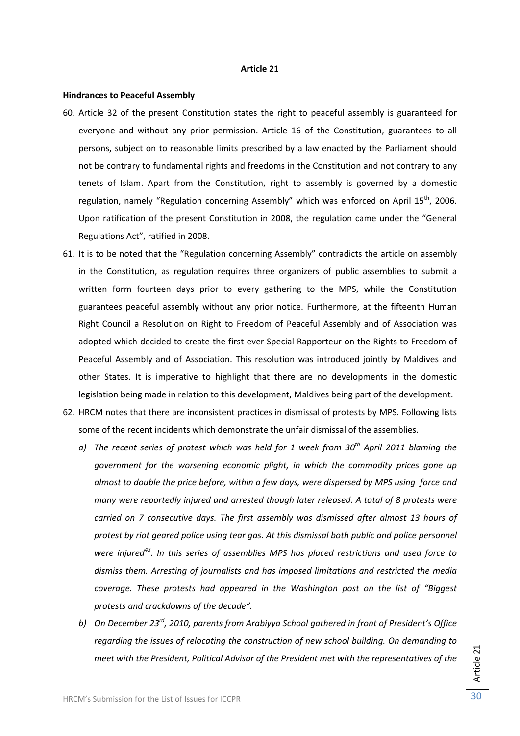**Article 21**

**Hindrances to Peaceful Assembly**

60. Article 32 of the present Constitution states the right to peaceful assembly is guaranteed for everyone and without any prior permission. Article 16 of the Constitution, guarantees to all persons, subject on to reasonable limits prescribed by a law enacted by the Parliament should not be contrary to fundamental rights and freedoms in the Constitution and not contrary to any tenets of Islam. Apart from the Constitution, right to assembly is governed by a domestic regulation, namely "Regulation concerning Assembly" which was enforced on April 15th, 2006. Upon ratification of the present Constitution in 2008, the regulation came under the "General Regulations Act", ratified in 2008.

61. It is to be noted that the "Regulation concerning Assembly" contradicts the article on assembly in the Constitution, as regulation requires three organizers of public assemblies to submit a written form fourteen days prior to every gathering to the MPS, while the Constitution guarantees peaceful assembly without any prior notice. Furthermore, at the fifteenth Human Right Council a Resolution on Right to Freedom of Peaceful Assembly and of Association was adopted which decided to create the first-ever Special Rapporteur on the Rights to Freedom of Peaceful Assembly and of Association. This resolution was introduced jointly by Maldives and other States. It is imperative to highlight that there are no developments in the domestic legislation being made in relation to this development, Maldives being part of the development.

62. HRCM notes that there are inconsistent practices in dismissal of protests by MPS. Following lists some of the recent incidents which demonstrate the unfair dismissal of the assemblies.

    a) *The recent series of protest which was held for 1 week from 30th April 2011 blaming the government for the worsening economic plight, in which the commodity prices gone up almost to double the price before, within a few days, were dispersed by MPS using force and many were reportedly injured and arrested though later released. A total of 8 protests were carried on 7 consecutive days. The first assembly was dismissed after almost 13 hours of protest by riot geared police using tear gas. At this dismissal both public and police personnel were injured[43]. In this series of assemblies MPS has placed restrictions and used force to dismiss them. Arresting of journalists and has imposed limitations and restricted the media coverage. These protests had appeared in the Washington post on the list of "Biggest protests and crackdowns of the decade".*

    b) *On December 23rd, 2010, parents from Arabiyya School gathered in front of President's Office regarding the issues of relocating the construction of new school building. On demanding to meet with the President, Political Advisor of the President met with the representatives of the*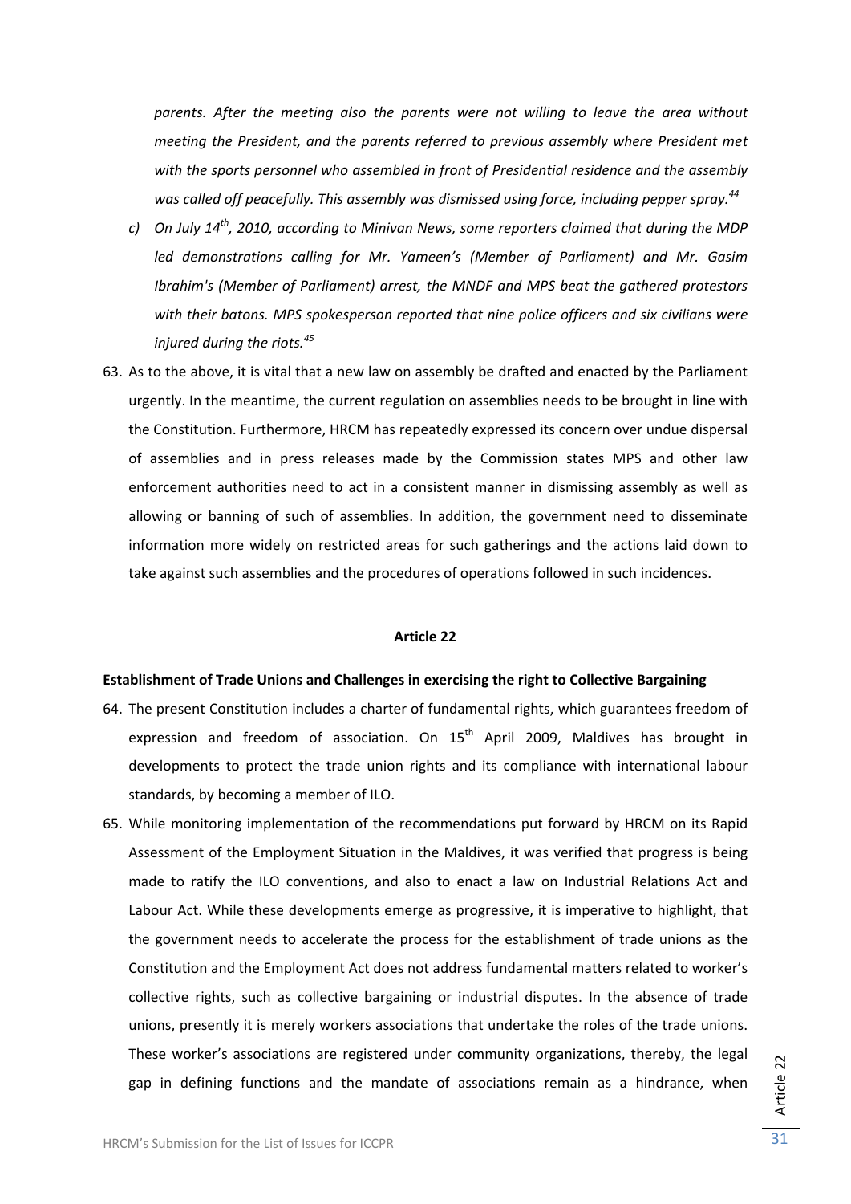*parents. After the meeting also the parents were not willing to leave the area without meeting the President, and the parents referred to previous assembly where President met with the sports personnel who assembled in front of Presidential residence and the assembly was called off peacefully. This assembly was dismissed using force, including pepper spray.*[44]

c) *On July 14th, 2010, according to Minivan News, some reporters claimed that during the MDP led demonstrations calling for Mr. Yameen's (Member of Parliament) and Mr. Gasim Ibrahim's (Member of Parliament) arrest, the MNDF and MPS beat the gathered protestors with their batons. MPS spokesperson reported that nine police officers and six civilians were injured during the riots.*[45]

63. As to the above, it is vital that a new law on assembly be drafted and enacted by the Parliament urgently. In the meantime, the current regulation on assemblies needs to be brought in line with the Constitution. Furthermore, HRCM has repeatedly expressed its concern over undue dispersal of assemblies and in press releases made by the Commission states MPS and other law enforcement authorities need to act in a consistent manner in dismissing assembly as well as allowing or banning of such of assemblies. In addition, the government need to disseminate information more widely on restricted areas for such gatherings and the actions laid down to take against such assemblies and the procedures of operations followed in such incidences.

## Article 22

**Establishment of Trade Unions and Challenges in exercising the right to Collective Bargaining**

64. The present Constitution includes a charter of fundamental rights, which guarantees freedom of expression and freedom of association. On 15th April 2009, Maldives has brought in developments to protect the trade union rights and its compliance with international labour standards, by becoming a member of ILO.

65. While monitoring implementation of the recommendations put forward by HRCM on its Rapid Assessment of the Employment Situation in the Maldives, it was verified that progress is being made to ratify the ILO conventions, and also to enact a law on Industrial Relations Act and Labour Act. While these developments emerge as progressive, it is imperative to highlight, that the government needs to accelerate the process for the establishment of trade unions as the Constitution and the Employment Act does not address fundamental matters related to worker's collective rights, such as collective bargaining or industrial disputes. In the absence of trade unions, presently it is merely workers associations that undertake the roles of the trade unions. These worker's associations are registered under community organizations, thereby, the legal gap in defining functions and the mandate of associations remain as a hindrance, when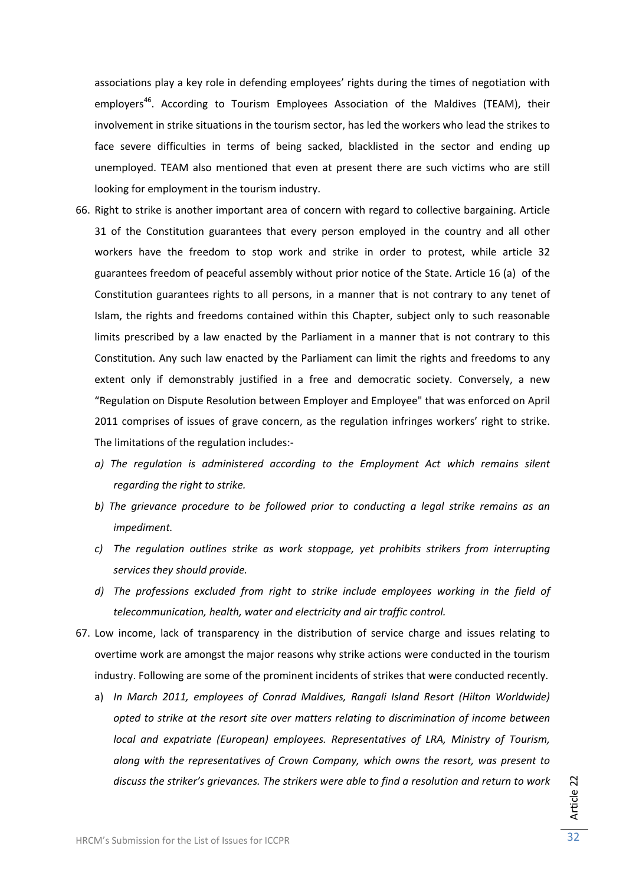associations play a key role in defending employees' rights during the times of negotiation with employers[46]. According to Tourism Employees Association of the Maldives (TEAM), their involvement in strike situations in the tourism sector, has led the workers who lead the strikes to face severe difficulties in terms of being sacked, blacklisted in the sector and ending up unemployed. TEAM also mentioned that even at present there are such victims who are still looking for employment in the tourism industry.

66. Right to strike is another important area of concern with regard to collective bargaining. Article 31 of the Constitution guarantees that every person employed in the country and all other workers have the freedom to stop work and strike in order to protest, while article 32 guarantees freedom of peaceful assembly without prior notice of the State. Article 16 (a) of the Constitution guarantees rights to all persons, in a manner that is not contrary to any tenet of Islam, the rights and freedoms contained within this Chapter, subject only to such reasonable limits prescribed by a law enacted by the Parliament in a manner that is not contrary to this Constitution. Any such law enacted by the Parliament can limit the rights and freedoms to any extent only if demonstrably justified in a free and democratic society. Conversely, a new "Regulation on Dispute Resolution between Employer and Employee" that was enforced on April 2011 comprises of issues of grave concern, as the regulation infringes workers' right to strike. The limitations of the regulation includes:-
    a) *The regulation is administered according to the Employment Act which remains silent regarding the right to strike.*
    b) *The grievance procedure to be followed prior to conducting a legal strike remains as an impediment.*
    c) *The regulation outlines strike as work stoppage, yet prohibits strikers from interrupting services they should provide.*
    d) *The professions excluded from right to strike include employees working in the field of telecommunication, health, water and electricity and air traffic control.*

67. Low income, lack of transparency in the distribution of service charge and issues relating to overtime work are amongst the major reasons why strike actions were conducted in the tourism industry. Following are some of the prominent incidents of strikes that were conducted recently.
    a) *In March 2011, employees of Conrad Maldives, Rangali Island Resort (Hilton Worldwide) opted to strike at the resort site over matters relating to discrimination of income between local and expatriate (European) employees. Representatives of LRA, Ministry of Tourism, along with the representatives of Crown Company, which owns the resort, was present to discuss the striker's grievances. The strikers were able to find a resolution and return to work*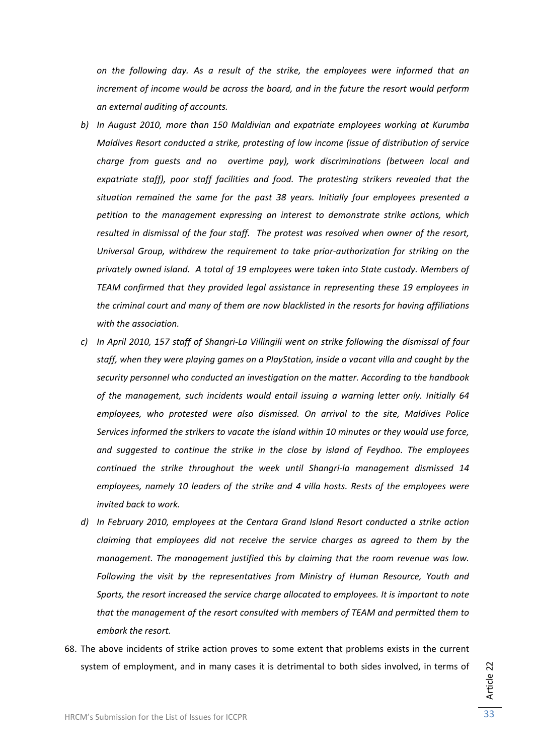*on the following day. As a result of the strike, the employees were informed that an increment of income would be across the board, and in the future the resort would perform an external auditing of accounts.*

b) *In August 2010, more than 150 Maldivian and expatriate employees working at Kurumba Maldives Resort conducted a strike, protesting of low income (issue of distribution of service charge from guests and no overtime pay), work discriminations (between local and expatriate staff), poor staff facilities and food. The protesting strikers revealed that the situation remained the same for the past 38 years. Initially four employees presented a petition to the management expressing an interest to demonstrate strike actions, which resulted in dismissal of the four staff. The protest was resolved when owner of the resort, Universal Group, withdrew the requirement to take prior-authorization for striking on the privately owned island. A total of 19 employees were taken into State custody. Members of TEAM confirmed that they provided legal assistance in representing these 19 employees in the criminal court and many of them are now blacklisted in the resorts for having affiliations with the association.*

c) *In April 2010, 157 staff of Shangri-La Villingili went on strike following the dismissal of four staff, when they were playing games on a PlayStation, inside a vacant villa and caught by the security personnel who conducted an investigation on the matter. According to the handbook of the management, such incidents would entail issuing a warning letter only. Initially 64 employees, who protested were also dismissed. On arrival to the site, Maldives Police Services informed the strikers to vacate the island within 10 minutes or they would use force, and suggested to continue the strike in the close by island of Feydhoo. The employees continued the strike throughout the week until Shangri-la management dismissed 14 employees, namely 10 leaders of the strike and 4 villa hosts. Rests of the employees were invited back to work.*

d) *In February 2010, employees at the Centara Grand Island Resort conducted a strike action claiming that employees did not receive the service charges as agreed to them by the management. The management justified this by claiming that the room revenue was low. Following the visit by the representatives from Ministry of Human Resource, Youth and Sports, the resort increased the service charge allocated to employees. It is important to note that the management of the resort consulted with members of TEAM and permitted them to embark the resort.*

68. The above incidents of strike action proves to some extent that problems exists in the current system of employment, and in many cases it is detrimental to both sides involved, in terms of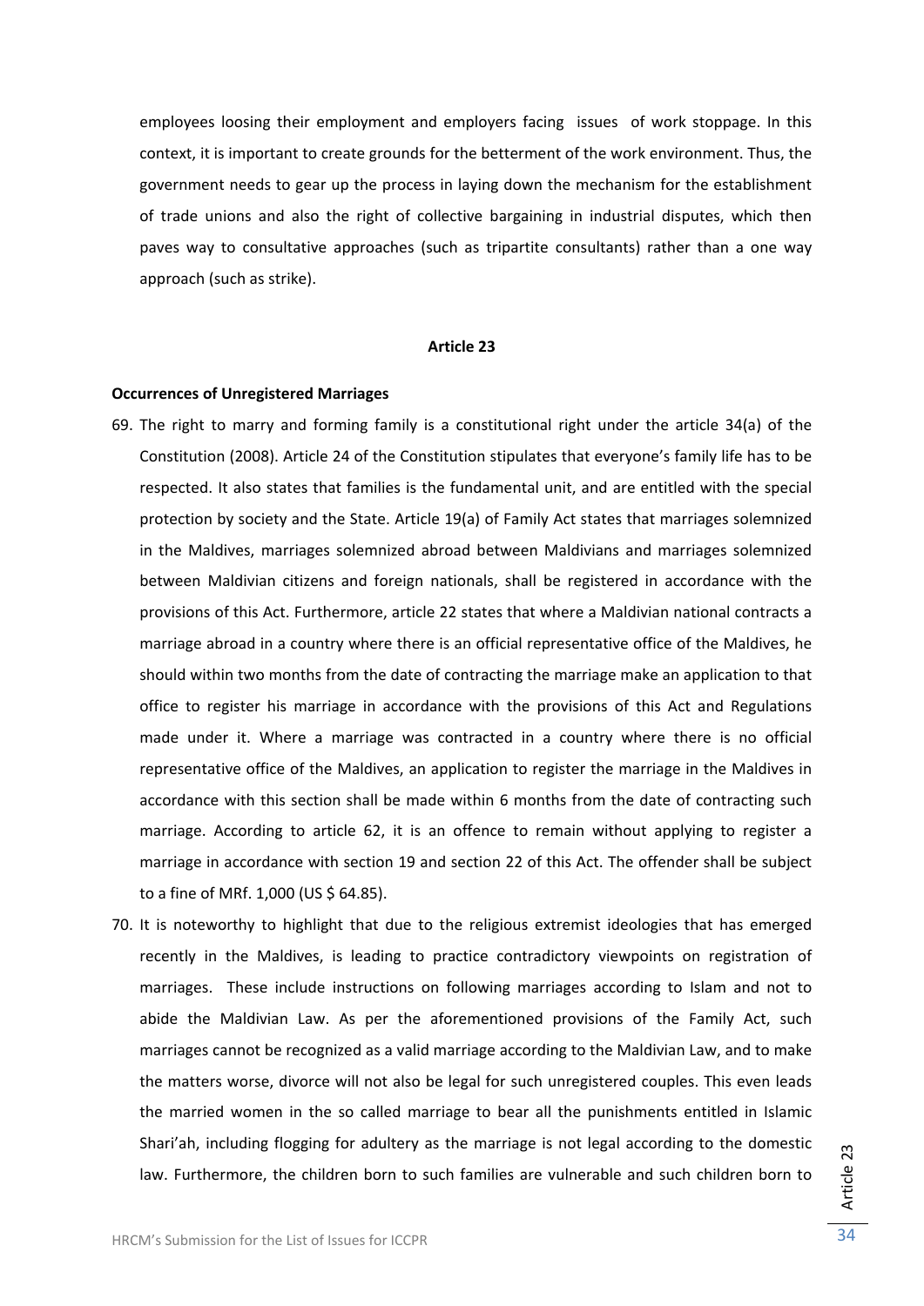employees loosing their employment and employers facing issues of work stoppage. In this context, it is important to create grounds for the betterment of the work environment. Thus, the government needs to gear up the process in laying down the mechanism for the establishment of trade unions and also the right of collective bargaining in industrial disputes, which then paves way to consultative approaches (such as tripartite consultants) rather than a one way approach (such as strike).

## Article 23

**Occurrences of Unregistered Marriages**

69. The right to marry and forming family is a constitutional right under the article 34(a) of the Constitution (2008). Article 24 of the Constitution stipulates that everyone's family life has to be respected. It also states that families is the fundamental unit, and are entitled with the special protection by society and the State. Article 19(a) of Family Act states that marriages solemnized in the Maldives, marriages solemnized abroad between Maldivians and marriages solemnized between Maldivian citizens and foreign nationals, shall be registered in accordance with the provisions of this Act. Furthermore, article 22 states that where a Maldivian national contracts a marriage abroad in a country where there is an official representative office of the Maldives, he should within two months from the date of contracting the marriage make an application to that office to register his marriage in accordance with the provisions of this Act and Regulations made under it. Where a marriage was contracted in a country where there is no official representative office of the Maldives, an application to register the marriage in the Maldives in accordance with this section shall be made within 6 months from the date of contracting such marriage. According to article 62, it is an offence to remain without applying to register a marriage in accordance with section 19 and section 22 of this Act. The offender shall be subject to a fine of MRf. 1,000 (US $ 64.85).
70. It is noteworthy to highlight that due to the religious extremist ideologies that has emerged recently in the Maldives, is leading to practice contradictory viewpoints on registration of marriages. These include instructions on following marriages according to Islam and not to abide the Maldivian Law. As per the aforementioned provisions of the Family Act, such marriages cannot be recognized as a valid marriage according to the Maldivian Law, and to make the matters worse, divorce will not also be legal for such unregistered couples. This even leads the married women in the so called marriage to bear all the punishments entitled in Islamic Shari'ah, including flogging for adultery as the marriage is not legal according to the domestic law. Furthermore, the children born to such families are vulnerable and such children born to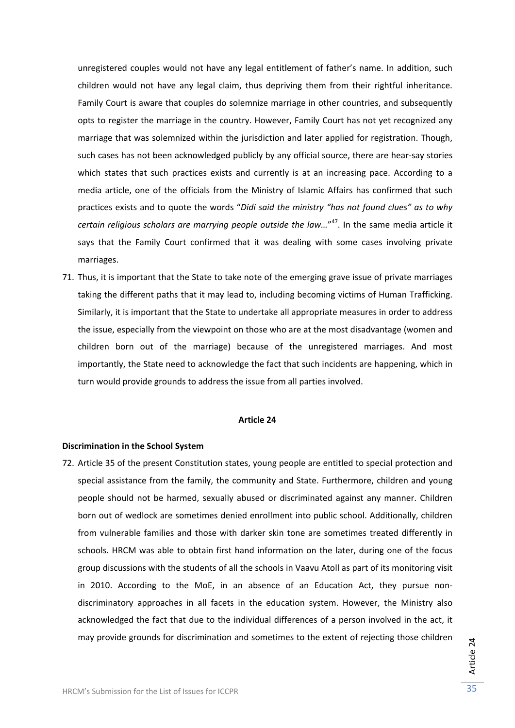unregistered couples would not have any legal entitlement of father's name. In addition, such children would not have any legal claim, thus depriving them from their rightful inheritance. Family Court is aware that couples do solemnize marriage in other countries, and subsequently opts to register the marriage in the country. However, Family Court has not yet recognized any marriage that was solemnized within the jurisdiction and later applied for registration. Though, such cases has not been acknowledged publicly by any official source, there are hear-say stories which states that such practices exists and currently is at an increasing pace. According to a media article, one of the officials from the Ministry of Islamic Affairs has confirmed that such practices exists and to quote the words "*Didi said the ministry "has not found clues" as to why certain religious scholars are marrying people outside the law…*"[47]. In the same media article it says that the Family Court confirmed that it was dealing with some cases involving private marriages.

71. Thus, it is important that the State to take note of the emerging grave issue of private marriages taking the different paths that it may lead to, including becoming victims of Human Trafficking. Similarly, it is important that the State to undertake all appropriate measures in order to address the issue, especially from the viewpoint on those who are at the most disadvantage (women and children born out of the marriage) because of the unregistered marriages. And most importantly, the State need to acknowledge the fact that such incidents are happening, which in turn would provide grounds to address the issue from all parties involved.

## Article 24

**Discrimination in the School System**

72. Article 35 of the present Constitution states, young people are entitled to special protection and special assistance from the family, the community and State. Furthermore, children and young people should not be harmed, sexually abused or discriminated against any manner. Children born out of wedlock are sometimes denied enrollment into public school. Additionally, children from vulnerable families and those with darker skin tone are sometimes treated differently in schools. HRCM was able to obtain first hand information on the later, during one of the focus group discussions with the students of all the schools in Vaavu Atoll as part of its monitoring visit in 2010. According to the MoE, in an absence of an Education Act, they pursue non-discriminatory approaches in all facets in the education system. However, the Ministry also acknowledged the fact that due to the individual differences of a person involved in the act, it may provide grounds for discrimination and sometimes to the extent of rejecting those children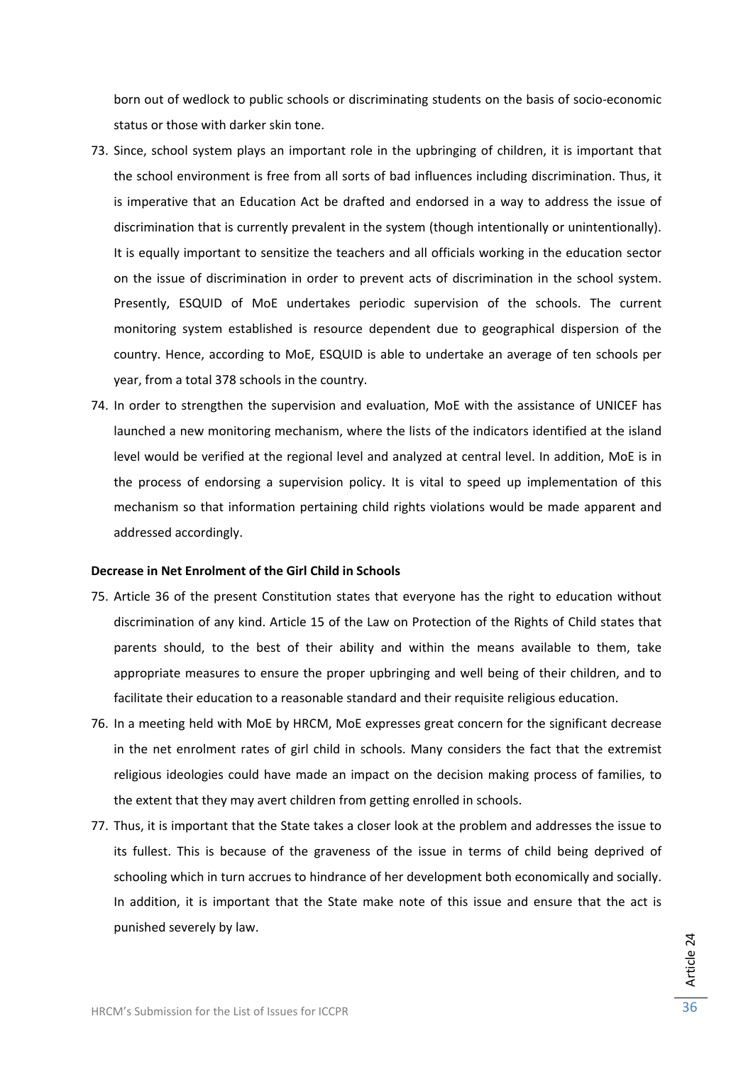born out of wedlock to public schools or discriminating students on the basis of socio-economic status or those with darker skin tone.

73. Since, school system plays an important role in the upbringing of children, it is important that the school environment is free from all sorts of bad influences including discrimination. Thus, it is imperative that an Education Act be drafted and endorsed in a way to address the issue of discrimination that is currently prevalent in the system (though intentionally or unintentionally). It is equally important to sensitize the teachers and all officials working in the education sector on the issue of discrimination in order to prevent acts of discrimination in the school system. Presently, ESQUID of MoE undertakes periodic supervision of the schools. The current monitoring system established is resource dependent due to geographical dispersion of the country. Hence, according to MoE, ESQUID is able to undertake an average of ten schools per year, from a total 378 schools in the country.

74. In order to strengthen the supervision and evaluation, MoE with the assistance of UNICEF has launched a new monitoring mechanism, where the lists of the indicators identified at the island level would be verified at the regional level and analyzed at central level. In addition, MoE is in the process of endorsing a supervision policy. It is vital to speed up implementation of this mechanism so that information pertaining child rights violations would be made apparent and addressed accordingly.

**Decrease in Net Enrolment of the Girl Child in Schools**

75. Article 36 of the present Constitution states that everyone has the right to education without discrimination of any kind. Article 15 of the Law on Protection of the Rights of Child states that parents should, to the best of their ability and within the means available to them, take appropriate measures to ensure the proper upbringing and well being of their children, and to facilitate their education to a reasonable standard and their requisite religious education.

76. In a meeting held with MoE by HRCM, MoE expresses great concern for the significant decrease in the net enrolment rates of girl child in schools. Many considers the fact that the extremist religious ideologies could have made an impact on the decision making process of families, to the extent that they may avert children from getting enrolled in schools.

77. Thus, it is important that the State takes a closer look at the problem and addresses the issue to its fullest. This is because of the graveness of the issue in terms of child being deprived of schooling which in turn accrues to hindrance of her development both economically and socially. In addition, it is important that the State make note of this issue and ensure that the act is punished severely by law.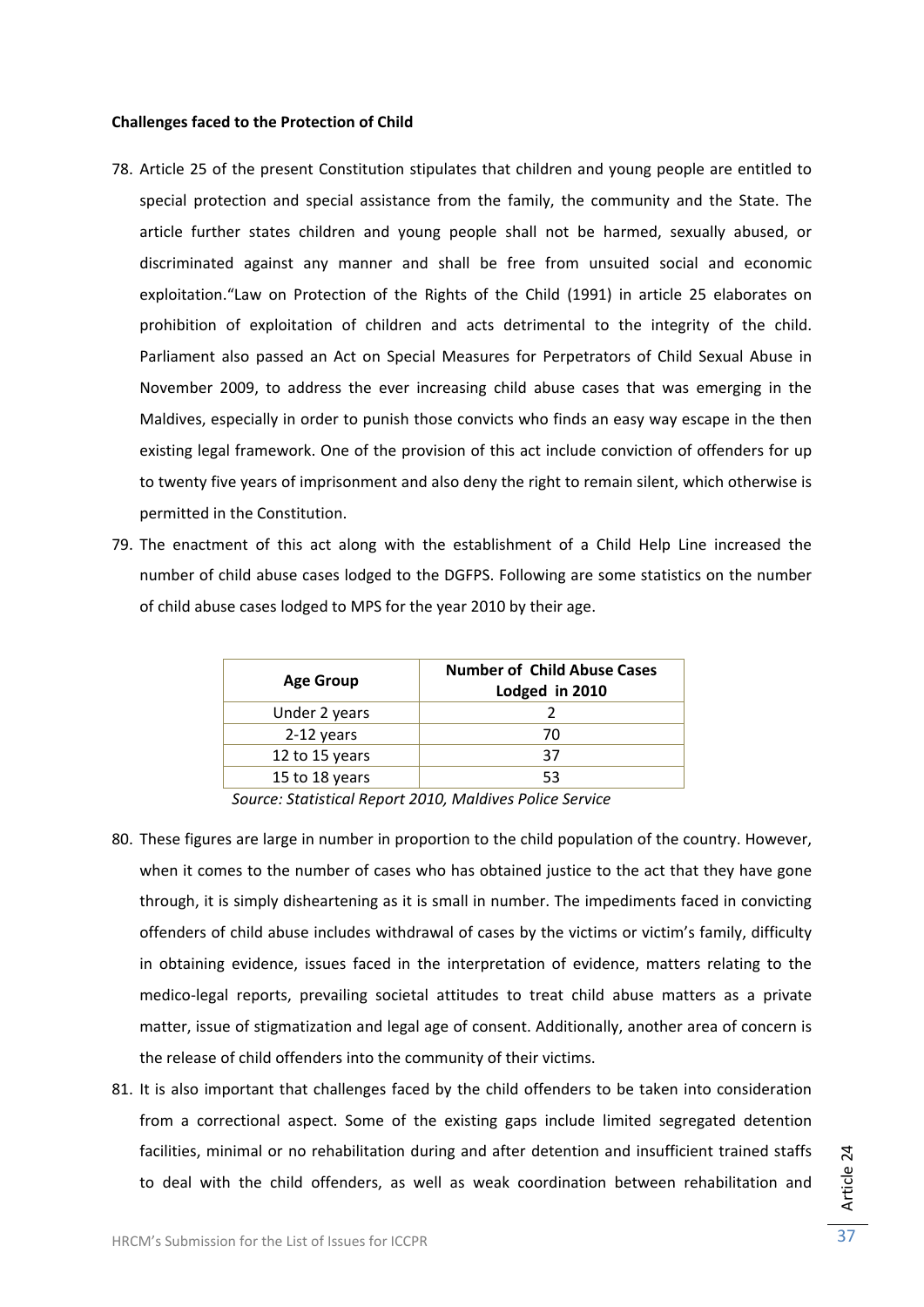**Challenges faced to the Protection of Child**

78. Article 25 of the present Constitution stipulates that children and young people are entitled to special protection and special assistance from the family, the community and the State. The article further states children and young people shall not be harmed, sexually abused, or discriminated against any manner and shall be free from unsuited social and economic exploitation."Law on Protection of the Rights of the Child (1991) in article 25 elaborates on prohibition of exploitation of children and acts detrimental to the integrity of the child. Parliament also passed an Act on Special Measures for Perpetrators of Child Sexual Abuse in November 2009, to address the ever increasing child abuse cases that was emerging in the Maldives, especially in order to punish those convicts who finds an easy way escape in the then existing legal framework. One of the provision of this act include conviction of offenders for up to twenty five years of imprisonment and also deny the right to remain silent, which otherwise is permitted in the Constitution.

79. The enactment of this act along with the establishment of a Child Help Line increased the number of child abuse cases lodged to the DGFPS. Following are some statistics on the number of child abuse cases lodged to MPS for the year 2010 by their age.

| Age Group | Number of Child Abuse Cases Lodged in 2010 |
|---|---|
| Under 2 years | 2 |
| 2-12 years | 70 |
| 12 to 15 years | 37 |
| 15 to 18 years | 53 |

*Source: Statistical Report 2010, Maldives Police Service*

80. These figures are large in number in proportion to the child population of the country. However, when it comes to the number of cases who has obtained justice to the act that they have gone through, it is simply disheartening as it is small in number. The impediments faced in convicting offenders of child abuse includes withdrawal of cases by the victims or victim's family, difficulty in obtaining evidence, issues faced in the interpretation of evidence, matters relating to the medico-legal reports, prevailing societal attitudes to treat child abuse matters as a private matter, issue of stigmatization and legal age of consent. Additionally, another area of concern is the release of child offenders into the community of their victims.

81. It is also important that challenges faced by the child offenders to be taken into consideration from a correctional aspect. Some of the existing gaps include limited segregated detention facilities, minimal or no rehabilitation during and after detention and insufficient trained staffs to deal with the child offenders, as well as weak coordination between rehabilitation and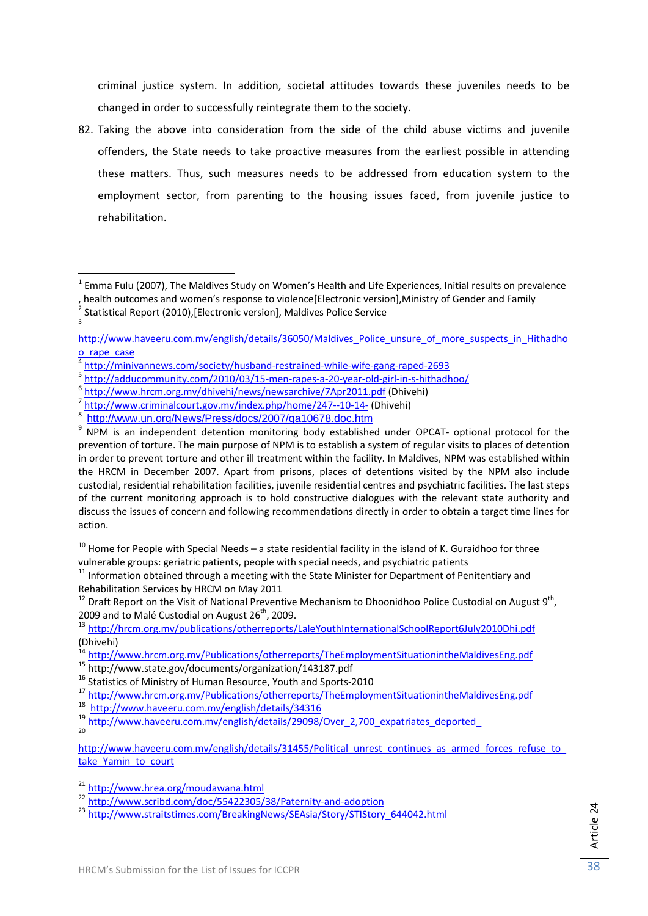criminal justice system. In addition, societal attitudes towards these juveniles needs to be changed in order to successfully reintegrate them to the society.

82. Taking the above into consideration from the side of the child abuse victims and juvenile offenders, the State needs to take proactive measures from the earliest possible in attending these matters. Thus, such measures needs to be addressed from education system to the employment sector, from parenting to the housing issues faced, from juvenile justice to rehabilitation.

---

[1] Emma Fulu (2007), The Maldives Study on Women's Health and Life Experiences, Initial results on prevalence , health outcomes and women's response to violence[Electronic version],Ministry of Gender and Family

[2] Statistical Report (2010),[Electronic version], Maldives Police Service

[3] http://www.haveeru.com.mv/english/details/36050/Maldives_Police_unsure_of_more_suspects_in_Hithadhoo_rape_case

[4] http://minivannews.com/society/husband-restrained-while-wife-gang-raped-2693

[5] http://adducommunity.com/2010/03/15-men-rapes-a-20-year-old-girl-in-s-hithadhoo/

[6] http://www.hrcm.org.mv/dhivehi/news/newsarchive/7Apr2011.pdf (Dhivehi)

[7] http://www.criminalcourt.gov.mv/index.php/home/247--10-14- (Dhivehi)

[8] http://www.un.org/News/Press/docs/2007/ga10678.doc.htm

[9] NPM is an independent detention monitoring body established under OPCAT- optional protocol for the prevention of torture. The main purpose of NPM is to establish a system of regular visits to places of detention in order to prevent torture and other ill treatment within the facility. In Maldives, NPM was established within the HRCM in December 2007. Apart from prisons, places of detentions visited by the NPM also include custodial, residential rehabilitation facilities, juvenile residential centres and psychiatric facilities. The last steps of the current monitoring approach is to hold constructive dialogues with the relevant state authority and discuss the issues of concern and following recommendations directly in order to obtain a target time lines for action.

[10] Home for People with Special Needs – a state residential facility in the island of K. Guraidhoo for three vulnerable groups: geriatric patients, people with special needs, and psychiatric patients

[11] Information obtained through a meeting with the State Minister for Department of Penitentiary and Rehabilitation Services by HRCM on May 2011

[12] Draft Report on the Visit of National Preventive Mechanism to Dhoonidhoo Police Custodial on August 9th, 2009 and to Malé Custodial on August 26th, 2009.

[13] http://hrcm.org.mv/publications/otherreports/LaleYouthInternationalSchoolReport6July2010Dhi.pdf (Dhivehi)

[14] http://www.hrcm.org.mv/Publications/otherreports/TheEmploymentSituationintheMaldivesEng.pdf

[15] http://www.state.gov/documents/organization/143187.pdf

[16] Statistics of Ministry of Human Resource, Youth and Sports-2010

[17] http://www.hrcm.org.mv/Publications/otherreports/TheEmploymentSituationintheMaldivesEng.pdf

[18] http://www.haveeru.com.mv/english/details/34316

[19] http://www.haveeru.com.mv/english/details/29098/Over_2,700_expatriates_deported_

[20] http://www.haveeru.com.mv/english/details/31455/Political_unrest_continues_as_armed_forces_refuse_to_take_Yamin_to_court

[21] http://www.hrea.org/moudawana.html

[22] http://www.scribd.com/doc/55422305/38/Paternity-and-adoption

[23] http://www.straitstimes.com/BreakingNews/SEAsia/Story/STIStory_644042.html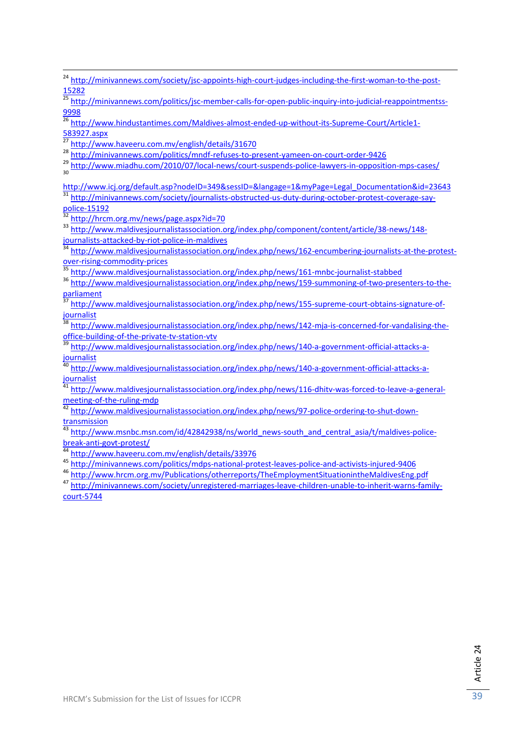[24] http://minivannews.com/society/jsc-appoints-high-court-judges-including-the-first-woman-to-the-post-15282

[25] http://minivannews.com/politics/jsc-member-calls-for-open-public-inquiry-into-judicial-reappointmentss-9998

[26] http://www.hindustantimes.com/Maldives-almost-ended-up-without-its-Supreme-Court/Article1-583927.aspx

[27] http://www.haveeru.com.mv/english/details/31670

[28] http://minivannews.com/politics/mndf-refuses-to-present-yameen-on-court-order-9426

[29] http://www.miadhu.com/2010/07/local-news/court-suspends-police-lawyers-in-opposition-mps-cases/

[30] http://www.icj.org/default.asp?nodeID=349&sessID=&langage=1&myPage=Legal_Documentation&id=23643

[31] http://minivannews.com/society/journalists-obstructed-us-duty-during-october-protest-coverage-say-police-15192

[32] http://hrcm.org.mv/news/page.aspx?id=70

[33] http://www.maldivesjournalistassociation.org/index.php/component/content/article/38-news/148-journalists-attacked-by-riot-police-in-maldives

[34] http://www.maldivesjournalistassociation.org/index.php/news/162-encumbering-journalists-at-the-protest-over-rising-commodity-prices

[35] http://www.maldivesjournalistassociation.org/index.php/news/161-mnbc-journalist-stabbed

[36] http://www.maldivesjournalistassociation.org/index.php/news/159-summoning-of-two-presenters-to-the-parliament

[37] http://www.maldivesjournalistassociation.org/index.php/news/155-supreme-court-obtains-signature-of-journalist

[38] http://www.maldivesjournalistassociation.org/index.php/news/142-mja-is-concerned-for-vandalising-the-office-building-of-the-private-tv-station-vtv

[39] http://www.maldivesjournalistassociation.org/index.php/news/140-a-government-official-attacks-a-journalist

[40] http://www.maldivesjournalistassociation.org/index.php/news/140-a-government-official-attacks-a-journalist

[41] http://www.maldivesjournalistassociation.org/index.php/news/116-dhitv-was-forced-to-leave-a-general-meeting-of-the-ruling-mdp

[42] http://www.maldivesjournalistassociation.org/index.php/news/97-police-ordering-to-shut-down-transmission

[43] http://www.msnbc.msn.com/id/42842938/ns/world_news-south_and_central_asia/t/maldives-police-break-anti-govt-protest/

[44] http://www.haveeru.com.mv/english/details/33976

[45] http://minivannews.com/politics/mdps-national-protest-leaves-police-and-activists-injured-9406

[46] http://www.hrcm.org.mv/Publications/otherreports/TheEmploymentSituationintheMaldivesEng.pdf

[47] http://minivannews.com/society/unregistered-marriages-leave-children-unable-to-inherit-warns-family-court-5744